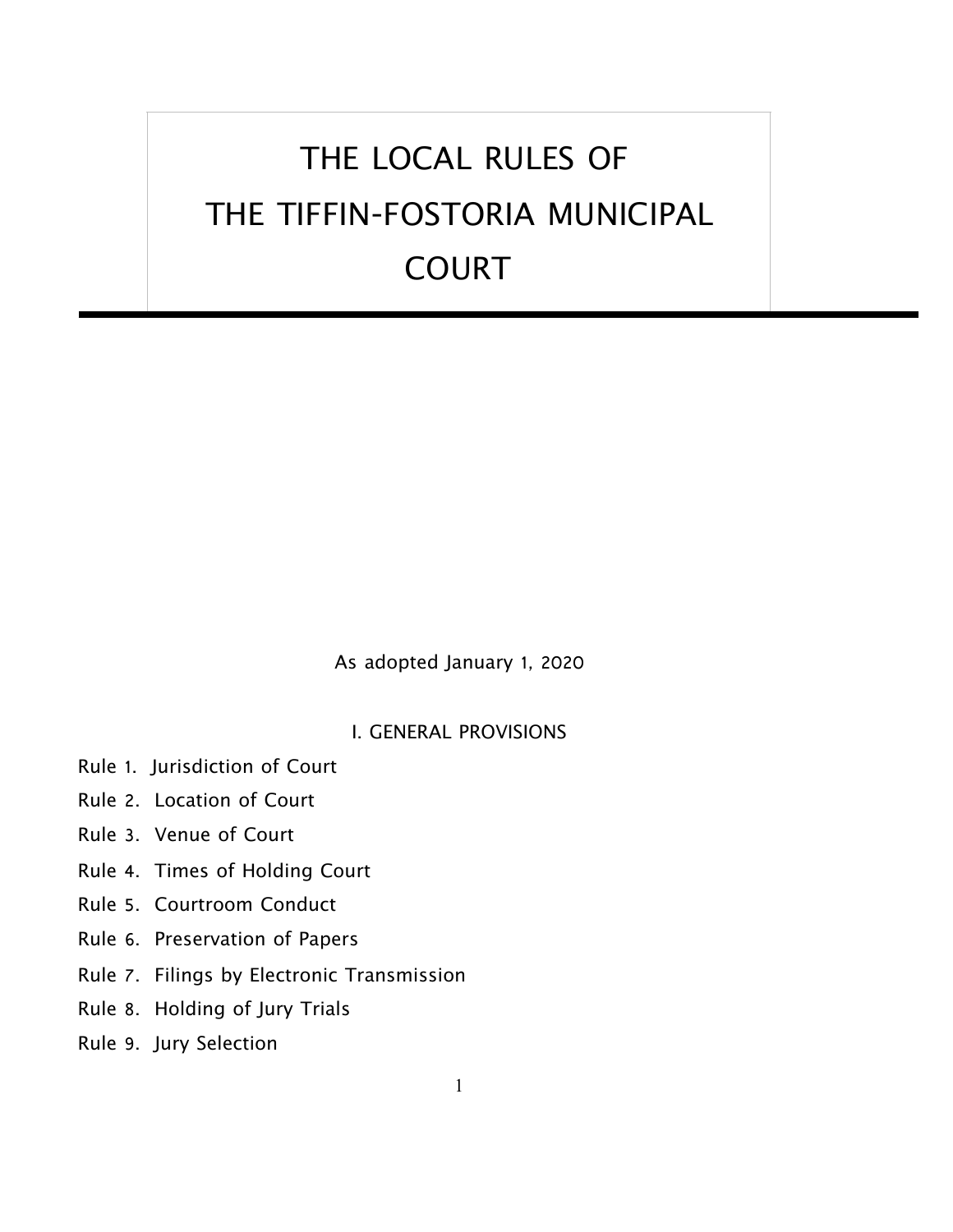# THE LOCAL RULES OF THE TIFFIN-FOSTORIA MUNICIPAL COURT

As adopted January 1, 2020

## I. GENERAL PROVISIONS

Rule 1. Jurisdiction of Court

Rule 2. Location of Court

Rule 3. Venue of Court

Rule 4. Times of Holding Court

Rule 5. Courtroom Conduct

Rule 6. Preservation of Papers

Rule 7. Filings by Electronic Transmission

Rule 8. Holding of Jury Trials

Rule 9. Jury Selection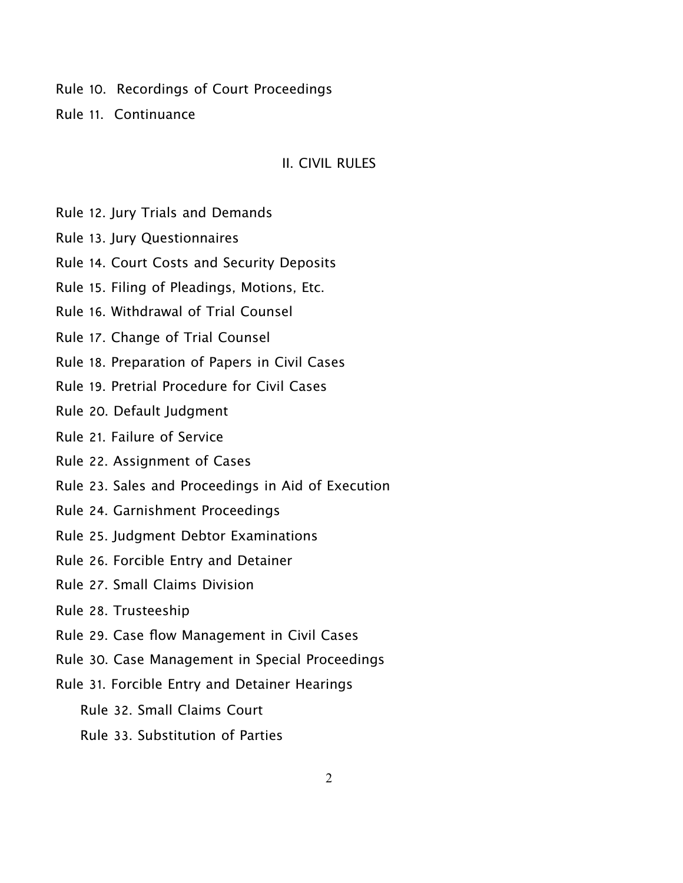Rule 10. Recordings of Court Proceedings

Rule 11. Continuance

## II. CIVIL RULES

Rule 12. Jury Trials and Demands

Rule 13. Jury Questionnaires

Rule 14. Court Costs and Security Deposits

Rule 15. Filing of Pleadings, Motions, Etc.

Rule 16. Withdrawal of Trial Counsel

Rule 17. Change of Trial Counsel

Rule 18. Preparation of Papers in Civil Cases

Rule 19. Pretrial Procedure for Civil Cases

Rule 20. Default Judgment

Rule 21. Failure of Service

Rule 22. Assignment of Cases

Rule 23. Sales and Proceedings in Aid of Execution

Rule 24. Garnishment Proceedings

Rule 25. Judgment Debtor Examinations

Rule 26. Forcible Entry and Detainer

Rule 27. Small Claims Division

Rule 28. Trusteeship

Rule 29. Case flow Management in Civil Cases

Rule 30. Case Management in Special Proceedings

Rule 31. Forcible Entry and Detainer Hearings

Rule 32. Small Claims Court

Rule 33. Substitution of Parties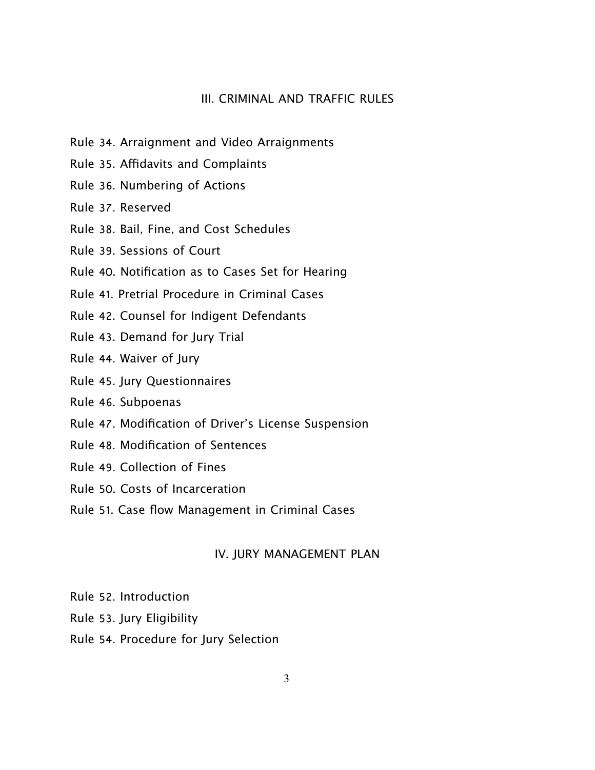## III. CRIMINAL AND TRAFFIC RULES

Rule 34. Arraignment and Video Arraignments

Rule 35. Affidavits and Complaints

Rule 36. Numbering of Actions

Rule 37. Reserved

Rule 38. Bail, Fine, and Cost Schedules

Rule 39. Sessions of Court

Rule 40. Notification as to Cases Set for Hearing

Rule 41. Pretrial Procedure in Criminal Cases

Rule 42. Counsel for Indigent Defendants

Rule 43. Demand for Jury Trial

Rule 44. Waiver of Jury

Rule 45. Jury Questionnaires

Rule 46. Subpoenas

Rule 47. Modification of Driver's License Suspension

Rule 48. Modification of Sentences

Rule 49. Collection of Fines

Rule 50. Costs of Incarceration

Rule 51. Case flow Management in Criminal Cases

## IV. JURY MANAGEMENT PLAN

Rule 52. Introduction

Rule 53. Jury Eligibility

Rule 54. Procedure for Jury Selection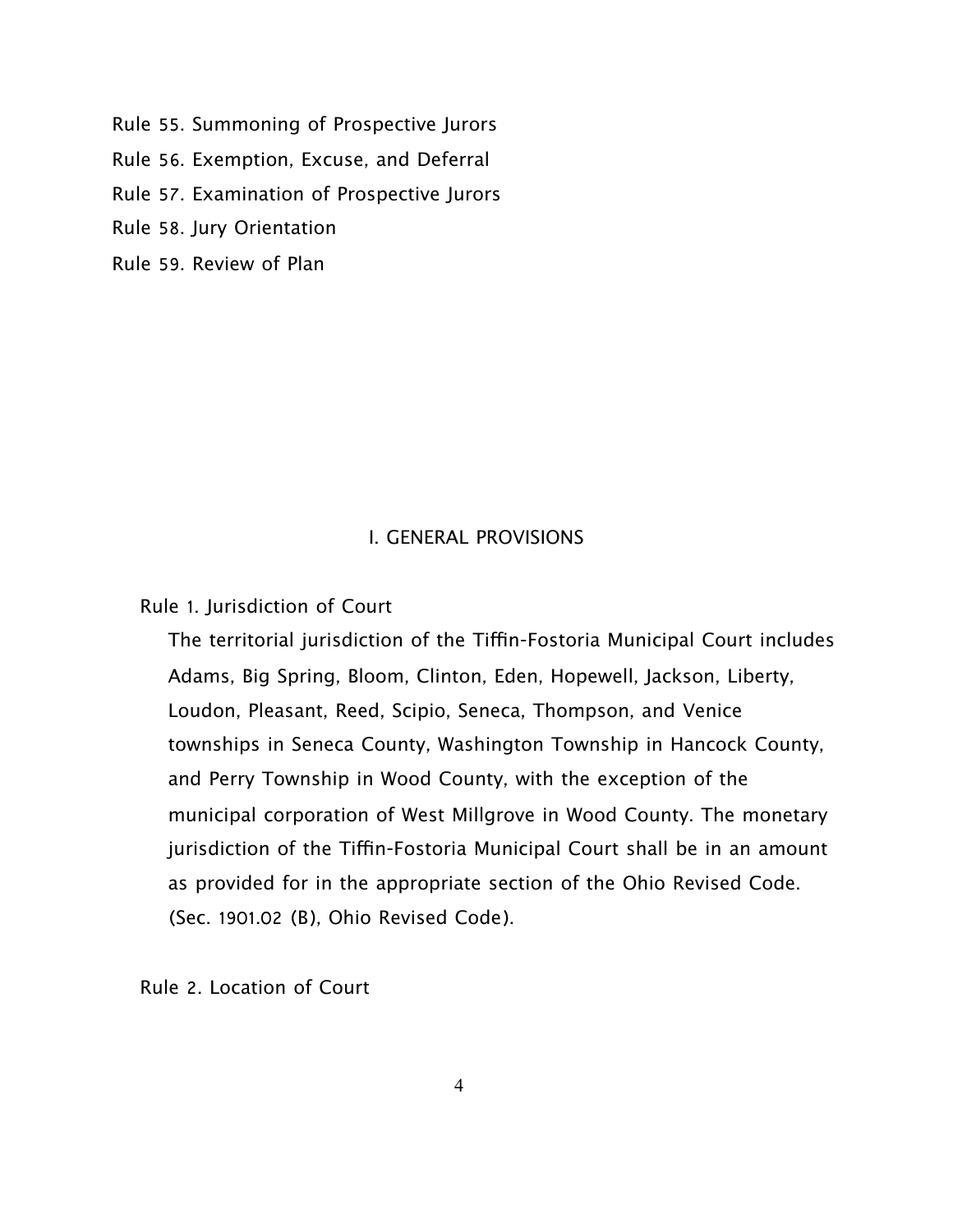Rule 55. Summoning of Prospective Jurors

Rule 56. Exemption, Excuse, and Deferral

Rule 57. Examination of Prospective Jurors

Rule 58. Jury Orientation

Rule 59. Review of Plan

## I. GENERAL PROVISIONS

### Rule 1. Jurisdiction of Court

The territorial jurisdiction of the Tiffin-Fostoria Municipal Court includes Adams, Big Spring, Bloom, Clinton, Eden, Hopewell, Jackson, Liberty, Loudon, Pleasant, Reed, Scipio, Seneca, Thompson, and Venice townships in Seneca County, Washington Township in Hancock County, and Perry Township in Wood County, with the exception of the municipal corporation of West Millgrove in Wood County. The monetary jurisdiction of the Tiffin-Fostoria Municipal Court shall be in an amount as provided for in the appropriate section of the Ohio Revised Code. (Sec. 1901.02 (B), Ohio Revised Code).

### Rule 2. Location of Court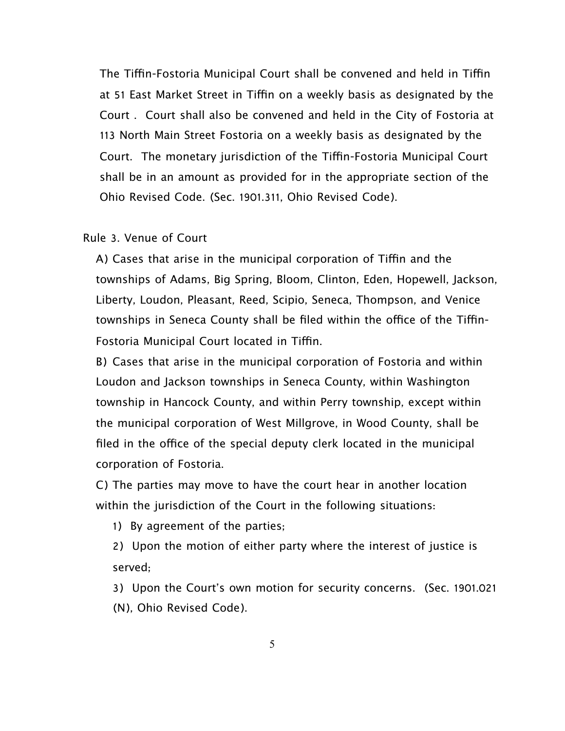The Tiffin-Fostoria Municipal Court shall be convened and held in Tiffin at 51 East Market Street in Tiffin on a weekly basis as designated by the Court . Court shall also be convened and held in the City of Fostoria at 113 North Main Street Fostoria on a weekly basis as designated by the Court. The monetary jurisdiction of the Tiffin-Fostoria Municipal Court shall be in an amount as provided for in the appropriate section of the Ohio Revised Code. (Sec. 1901.311, Ohio Revised Code).

Rule 3. Venue of Court

A) Cases that arise in the municipal corporation of Tiffin and the townships of Adams, Big Spring, Bloom, Clinton, Eden, Hopewell, Jackson, Liberty, Loudon, Pleasant, Reed, Scipio, Seneca, Thompson, and Venice townships in Seneca County shall be filed within the office of the Tiffin-Fostoria Municipal Court located in Tiffin.

B) Cases that arise in the municipal corporation of Fostoria and within Loudon and Jackson townships in Seneca County, within Washington township in Hancock County, and within Perry township, except within the municipal corporation of West Millgrove, in Wood County, shall be filed in the office of the special deputy clerk located in the municipal corporation of Fostoria.

C) The parties may move to have the court hear in another location within the jurisdiction of the Court in the following situations:

1) By agreement of the parties;

2) Upon the motion of either party where the interest of justice is served;

3) Upon the Court's own motion for security concerns. (Sec. 1901.021 (N), Ohio Revised Code).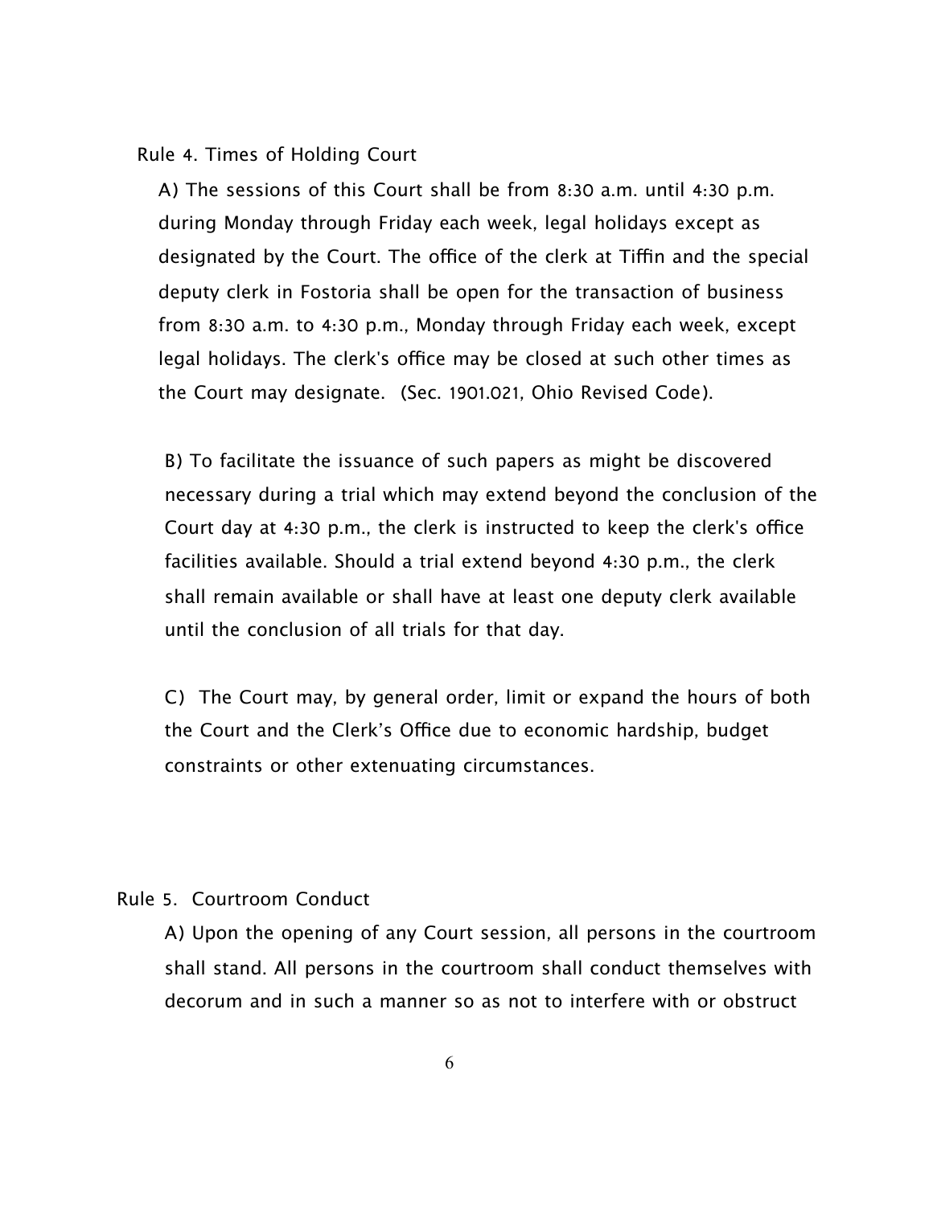## Rule 4. Times of Holding Court

A) The sessions of this Court shall be from 8:30 a.m. until 4:30 p.m. during Monday through Friday each week, legal holidays except as designated by the Court. The office of the clerk at Tiffin and the special deputy clerk in Fostoria shall be open for the transaction of business from 8:30 a.m. to 4:30 p.m., Monday through Friday each week, except legal holidays. The clerk's office may be closed at such other times as the Court may designate. (Sec. 1901.021, Ohio Revised Code).

B) To facilitate the issuance of such papers as might be discovered necessary during a trial which may extend beyond the conclusion of the Court day at 4:30 p.m., the clerk is instructed to keep the clerk's office facilities available. Should a trial extend beyond 4:30 p.m., the clerk shall remain available or shall have at least one deputy clerk available until the conclusion of all trials for that day.

C) The Court may, by general order, limit or expand the hours of both the Court and the Clerk's Office due to economic hardship, budget constraints or other extenuating circumstances.

## Rule 5. Courtroom Conduct

A) Upon the opening of any Court session, all persons in the courtroom shall stand. All persons in the courtroom shall conduct themselves with decorum and in such a manner so as not to interfere with or obstruct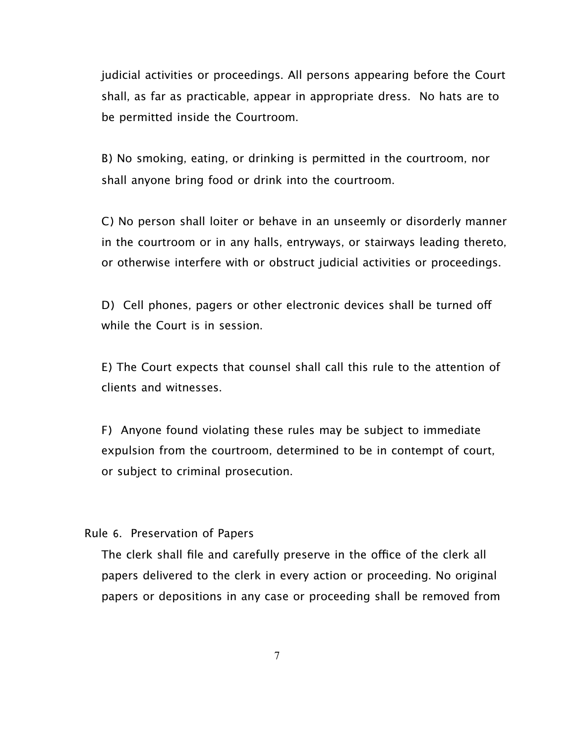judicial activities or proceedings. All persons appearing before the Court shall, as far as practicable, appear in appropriate dress. No hats are to be permitted inside the Courtroom.

B) No smoking, eating, or drinking is permitted in the courtroom, nor shall anyone bring food or drink into the courtroom.

C) No person shall loiter or behave in an unseemly or disorderly manner in the courtroom or in any halls, entryways, or stairways leading thereto, or otherwise interfere with or obstruct judicial activities or proceedings.

D) Cell phones, pagers or other electronic devices shall be turned off while the Court is in session.

E) The Court expects that counsel shall call this rule to the attention of clients and witnesses.

F) Anyone found violating these rules may be subject to immediate expulsion from the courtroom, determined to be in contempt of court, or subject to criminal prosecution.

Rule 6. Preservation of Papers

The clerk shall file and carefully preserve in the office of the clerk all papers delivered to the clerk in every action or proceeding. No original papers or depositions in any case or proceeding shall be removed from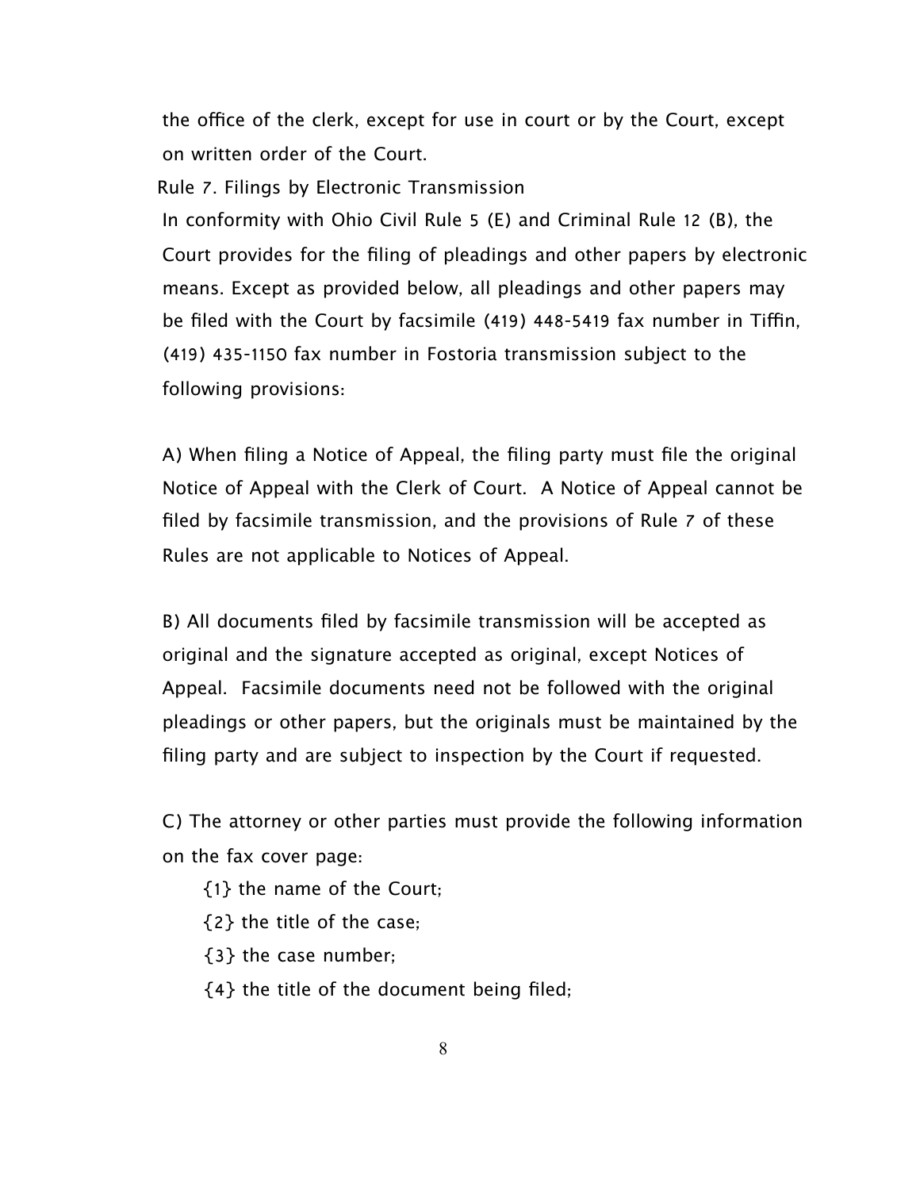the office of the clerk, except for use in court or by the Court, except on written order of the Court.

Rule 7. Filings by Electronic Transmission

In conformity with Ohio Civil Rule 5 (E) and Criminal Rule 12 (B), the Court provides for the filing of pleadings and other papers by electronic means. Except as provided below, all pleadings and other papers may be filed with the Court by facsimile (419) 448-5419 fax number in Tiffin, (419) 435-1150 fax number in Fostoria transmission subject to the following provisions:

A) When filing a Notice of Appeal, the filing party must file the original Notice of Appeal with the Clerk of Court. A Notice of Appeal cannot be filed by facsimile transmission, and the provisions of Rule 7 of these Rules are not applicable to Notices of Appeal.

B) All documents filed by facsimile transmission will be accepted as original and the signature accepted as original, except Notices of Appeal. Facsimile documents need not be followed with the original pleadings or other papers, but the originals must be maintained by the filing party and are subject to inspection by the Court if requested.

C) The attorney or other parties must provide the following information on the fax cover page:

{1} the name of the Court;

{2} the title of the case;

{3} the case number;

{4} the title of the document being filed;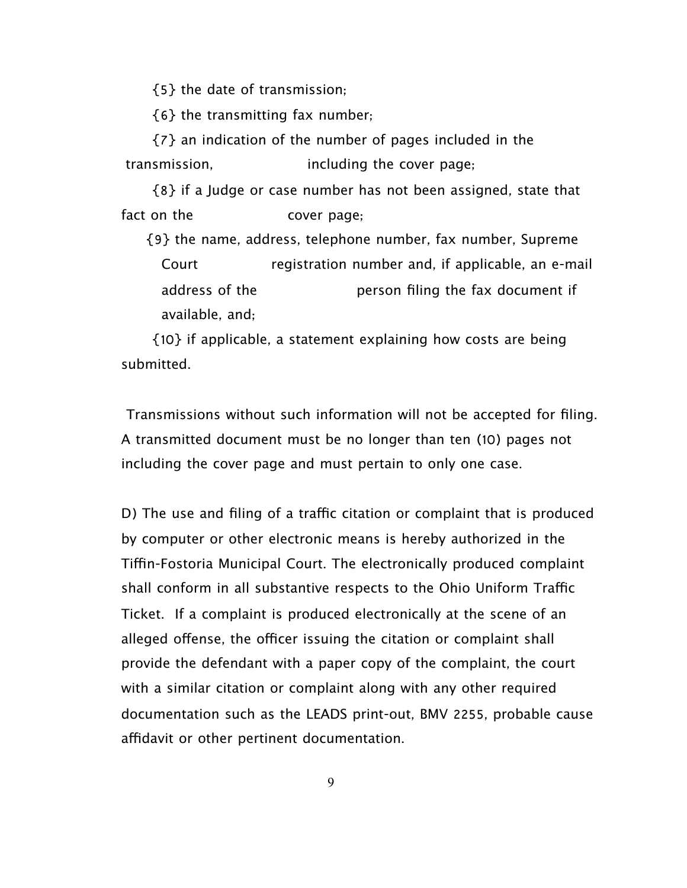{5} the date of transmission;

{6} the transmitting fax number;

{7} an indication of the number of pages included in the transmission, including the cover page;

{8} if a Judge or case number has not been assigned, state that fact on the cover page;

{9} the name, address, telephone number, fax number, Supreme Court registration number and, if applicable, an e-mail address of the person filing the fax document if available, and;

{10} if applicable, a statement explaining how costs are being submitted.

Transmissions without such information will not be accepted for filing. A transmitted document must be no longer than ten (10) pages not including the cover page and must pertain to only one case.

D) The use and filing of a traffic citation or complaint that is produced by computer or other electronic means is hereby authorized in the Tiffin-Fostoria Municipal Court. The electronically produced complaint shall conform in all substantive respects to the Ohio Uniform Traffic Ticket. If a complaint is produced electronically at the scene of an alleged offense, the officer issuing the citation or complaint shall provide the defendant with a paper copy of the complaint, the court with a similar citation or complaint along with any other required documentation such as the LEADS print-out, BMV 2255, probable cause affidavit or other pertinent documentation.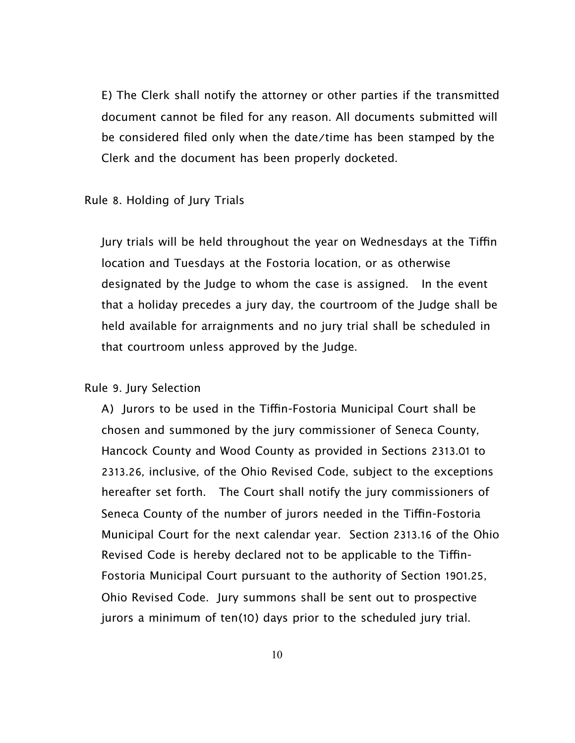E) The Clerk shall notify the attorney or other parties if the transmitted document cannot be filed for any reason. All documents submitted will be considered filed only when the date/time has been stamped by the Clerk and the document has been properly docketed.

## Rule 8. Holding of Jury Trials

Jury trials will be held throughout the year on Wednesdays at the Tiffin location and Tuesdays at the Fostoria location, or as otherwise designated by the Judge to whom the case is assigned. In the event that a holiday precedes a jury day, the courtroom of the Judge shall be held available for arraignments and no jury trial shall be scheduled in that courtroom unless approved by the Judge.

## Rule 9. Jury Selection

A) Jurors to be used in the Tiffin-Fostoria Municipal Court shall be chosen and summoned by the jury commissioner of Seneca County, Hancock County and Wood County as provided in Sections 2313.01 to 2313.26, inclusive, of the Ohio Revised Code, subject to the exceptions hereafter set forth. The Court shall notify the jury commissioners of Seneca County of the number of jurors needed in the Tiffin-Fostoria Municipal Court for the next calendar year. Section 2313.16 of the Ohio Revised Code is hereby declared not to be applicable to the Tiffin-Fostoria Municipal Court pursuant to the authority of Section 1901.25, Ohio Revised Code. Jury summons shall be sent out to prospective jurors a minimum of ten(10) days prior to the scheduled jury trial.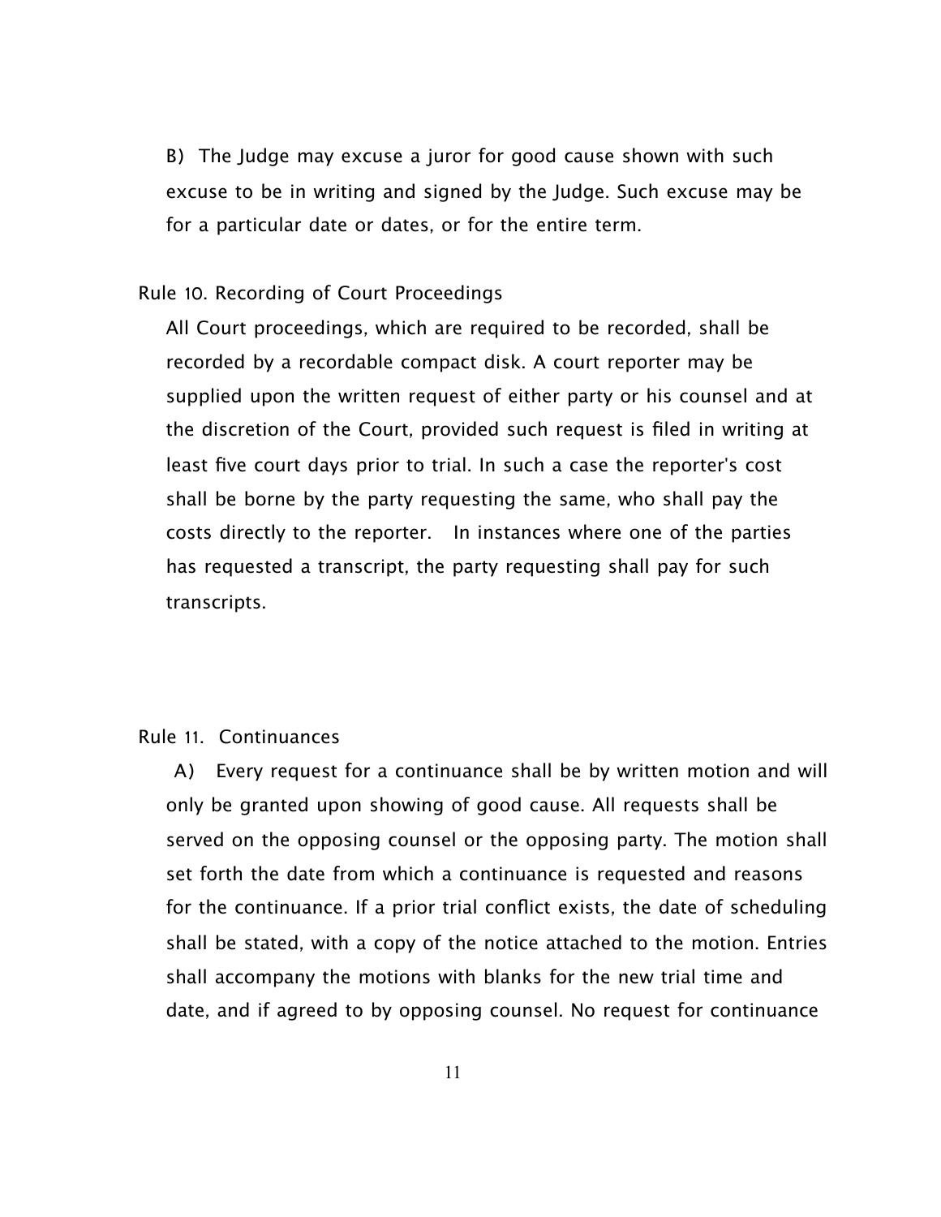B) The Judge may excuse a juror for good cause shown with such excuse to be in writing and signed by the Judge. Such excuse may be for a particular date or dates, or for the entire term.

Rule 10. Recording of Court Proceedings

All Court proceedings, which are required to be recorded, shall be recorded by a recordable compact disk. A court reporter may be supplied upon the written request of either party or his counsel and at the discretion of the Court, provided such request is filed in writing at least five court days prior to trial. In such a case the reporter's cost shall be borne by the party requesting the same, who shall pay the costs directly to the reporter. In instances where one of the parties has requested a transcript, the party requesting shall pay for such transcripts.

Rule 11. Continuances

A) Every request for a continuance shall be by written motion and will only be granted upon showing of good cause. All requests shall be served on the opposing counsel or the opposing party. The motion shall set forth the date from which a continuance is requested and reasons for the continuance. If a prior trial conflict exists, the date of scheduling shall be stated, with a copy of the notice attached to the motion. Entries shall accompany the motions with blanks for the new trial time and date, and if agreed to by opposing counsel. No request for continuance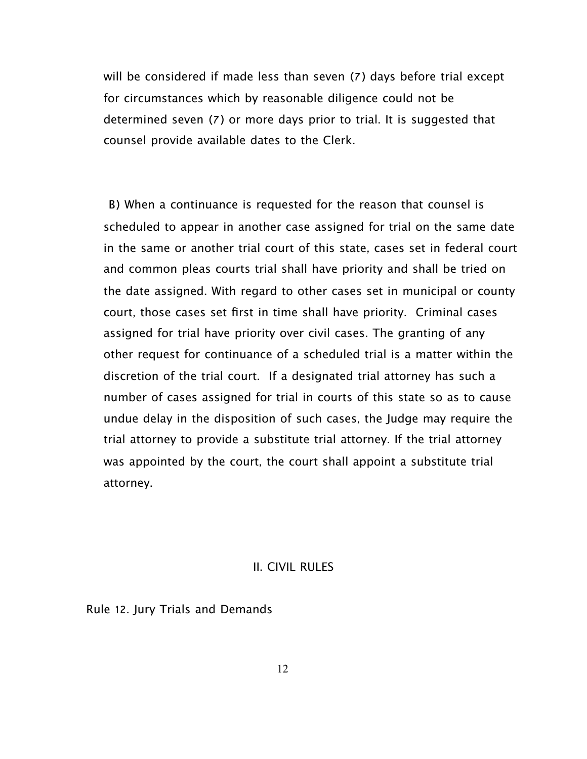will be considered if made less than seven (7) days before trial except for circumstances which by reasonable diligence could not be determined seven (7) or more days prior to trial. It is suggested that counsel provide available dates to the Clerk.

B) When a continuance is requested for the reason that counsel is scheduled to appear in another case assigned for trial on the same date in the same or another trial court of this state, cases set in federal court and common pleas courts trial shall have priority and shall be tried on the date assigned. With regard to other cases set in municipal or county court, those cases set first in time shall have priority. Criminal cases assigned for trial have priority over civil cases. The granting of any other request for continuance of a scheduled trial is a matter within the discretion of the trial court. If a designated trial attorney has such a number of cases assigned for trial in courts of this state so as to cause undue delay in the disposition of such cases, the Judge may require the trial attorney to provide a substitute trial attorney. If the trial attorney was appointed by the court, the court shall appoint a substitute trial attorney.

## II. CIVIL RULES

### Rule 12. Jury Trials and Demands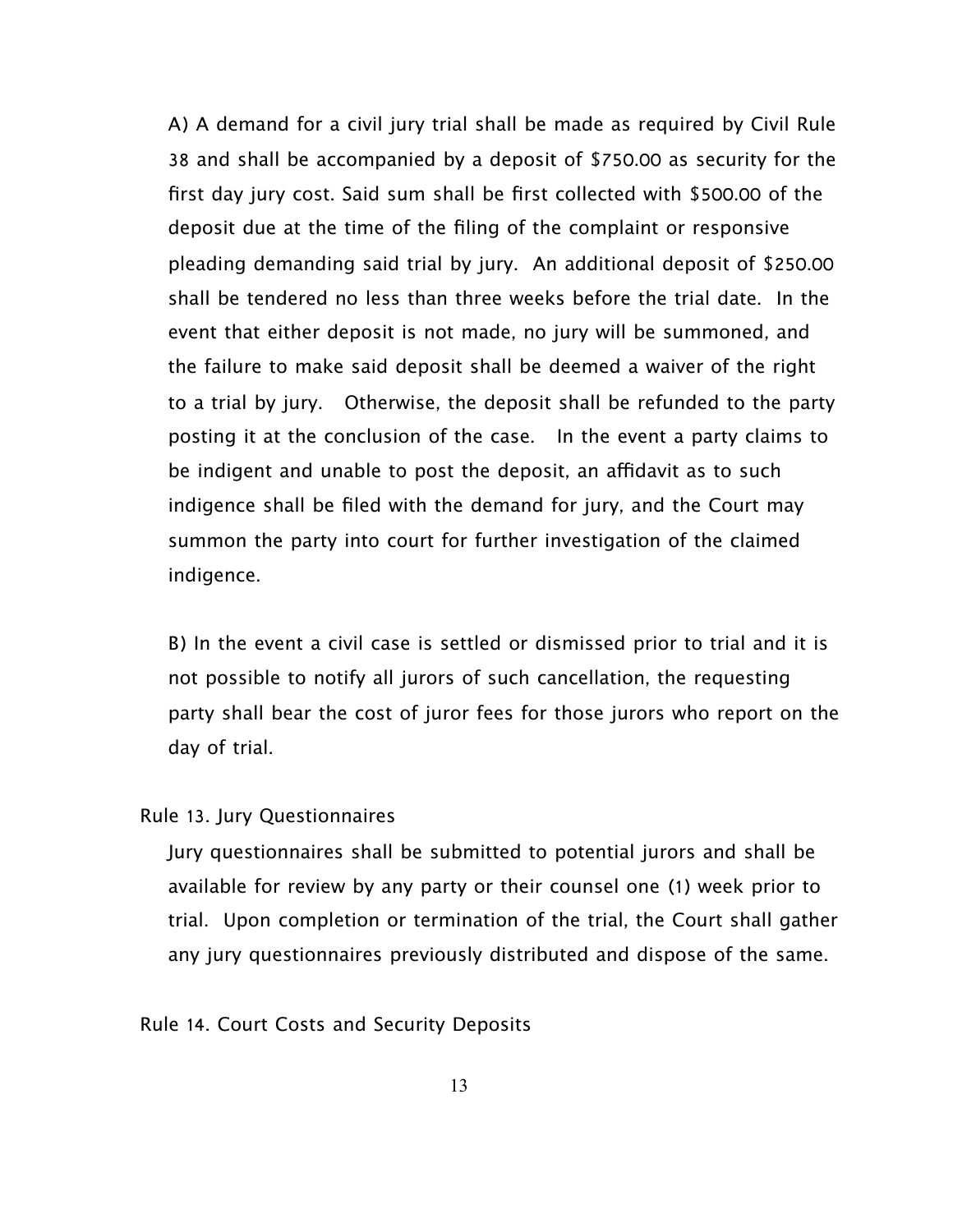A) A demand for a civil jury trial shall be made as required by Civil Rule 38 and shall be accompanied by a deposit of $750.00 as security for the first day jury cost. Said sum shall be first collected with $500.00 of the deposit due at the time of the filing of the complaint or responsive pleading demanding said trial by jury. An additional deposit of $250.00 shall be tendered no less than three weeks before the trial date. In the event that either deposit is not made, no jury will be summoned, and the failure to make said deposit shall be deemed a waiver of the right to a trial by jury. Otherwise, the deposit shall be refunded to the party posting it at the conclusion of the case. In the event a party claims to be indigent and unable to post the deposit, an affidavit as to such indigence shall be filed with the demand for jury, and the Court may summon the party into court for further investigation of the claimed indigence.

B) In the event a civil case is settled or dismissed prior to trial and it is not possible to notify all jurors of such cancellation, the requesting party shall bear the cost of juror fees for those jurors who report on the day of trial.

Rule 13. Jury Questionnaires

Jury questionnaires shall be submitted to potential jurors and shall be available for review by any party or their counsel one (1) week prior to trial. Upon completion or termination of the trial, the Court shall gather any jury questionnaires previously distributed and dispose of the same.

Rule 14. Court Costs and Security Deposits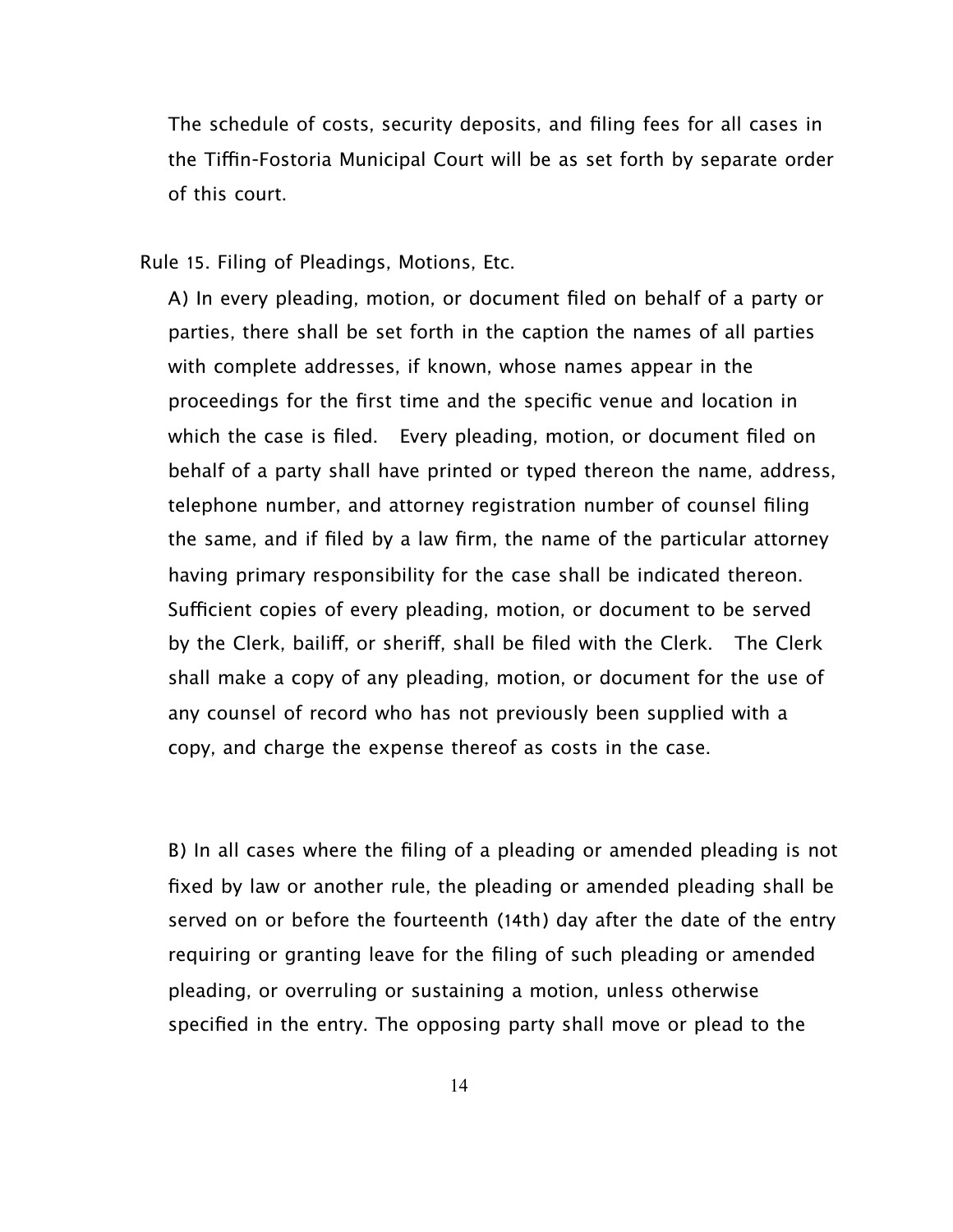The schedule of costs, security deposits, and filing fees for all cases in the Tiffin-Fostoria Municipal Court will be as set forth by separate order of this court.

## Rule 15. Filing of Pleadings, Motions, Etc.

A) In every pleading, motion, or document filed on behalf of a party or parties, there shall be set forth in the caption the names of all parties with complete addresses, if known, whose names appear in the proceedings for the first time and the specific venue and location in which the case is filed. Every pleading, motion, or document filed on behalf of a party shall have printed or typed thereon the name, address, telephone number, and attorney registration number of counsel filing the same, and if filed by a law firm, the name of the particular attorney having primary responsibility for the case shall be indicated thereon. Sufficient copies of every pleading, motion, or document to be served by the Clerk, bailiff, or sheriff, shall be filed with the Clerk. The Clerk shall make a copy of any pleading, motion, or document for the use of any counsel of record who has not previously been supplied with a copy, and charge the expense thereof as costs in the case.

B) In all cases where the filing of a pleading or amended pleading is not fixed by law or another rule, the pleading or amended pleading shall be served on or before the fourteenth (14th) day after the date of the entry requiring or granting leave for the filing of such pleading or amended pleading, or overruling or sustaining a motion, unless otherwise specified in the entry. The opposing party shall move or plead to the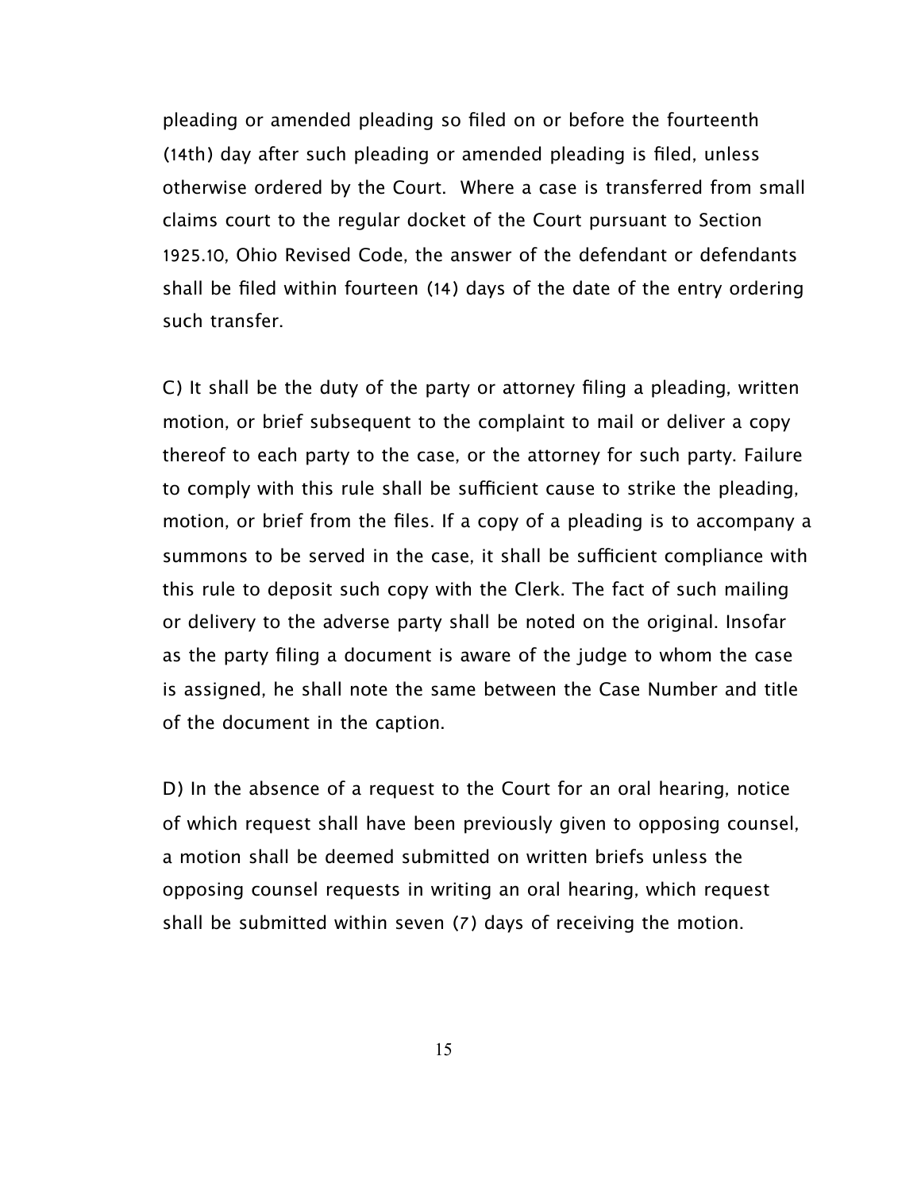pleading or amended pleading so filed on or before the fourteenth (14th) day after such pleading or amended pleading is filed, unless otherwise ordered by the Court. Where a case is transferred from small claims court to the regular docket of the Court pursuant to Section 1925.10, Ohio Revised Code, the answer of the defendant or defendants shall be filed within fourteen (14) days of the date of the entry ordering such transfer.

C) It shall be the duty of the party or attorney filing a pleading, written motion, or brief subsequent to the complaint to mail or deliver a copy thereof to each party to the case, or the attorney for such party. Failure to comply with this rule shall be sufficient cause to strike the pleading, motion, or brief from the files. If a copy of a pleading is to accompany a summons to be served in the case, it shall be sufficient compliance with this rule to deposit such copy with the Clerk. The fact of such mailing or delivery to the adverse party shall be noted on the original. Insofar as the party filing a document is aware of the judge to whom the case is assigned, he shall note the same between the Case Number and title of the document in the caption.

D) In the absence of a request to the Court for an oral hearing, notice of which request shall have been previously given to opposing counsel, a motion shall be deemed submitted on written briefs unless the opposing counsel requests in writing an oral hearing, which request shall be submitted within seven (7) days of receiving the motion.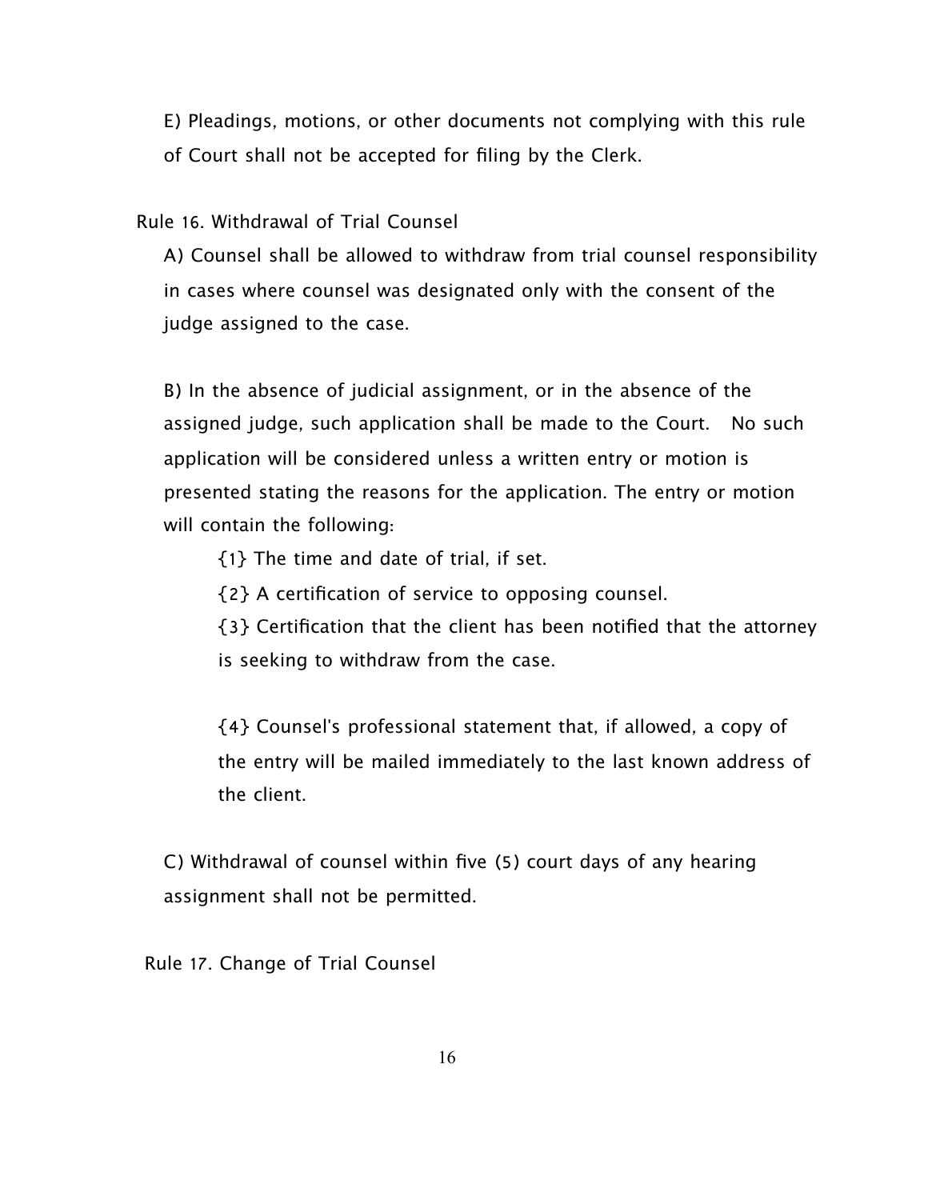E) Pleadings, motions, or other documents not complying with this rule of Court shall not be accepted for filing by the Clerk.

Rule 16. Withdrawal of Trial Counsel

A) Counsel shall be allowed to withdraw from trial counsel responsibility in cases where counsel was designated only with the consent of the judge assigned to the case.

B) In the absence of judicial assignment, or in the absence of the assigned judge, such application shall be made to the Court. No such application will be considered unless a written entry or motion is presented stating the reasons for the application. The entry or motion will contain the following:

{1} The time and date of trial, if set.

{2} A certification of service to opposing counsel.

{3} Certification that the client has been notified that the attorney is seeking to withdraw from the case.

{4} Counsel's professional statement that, if allowed, a copy of the entry will be mailed immediately to the last known address of the client.

C) Withdrawal of counsel within five (5) court days of any hearing assignment shall not be permitted.

Rule 17. Change of Trial Counsel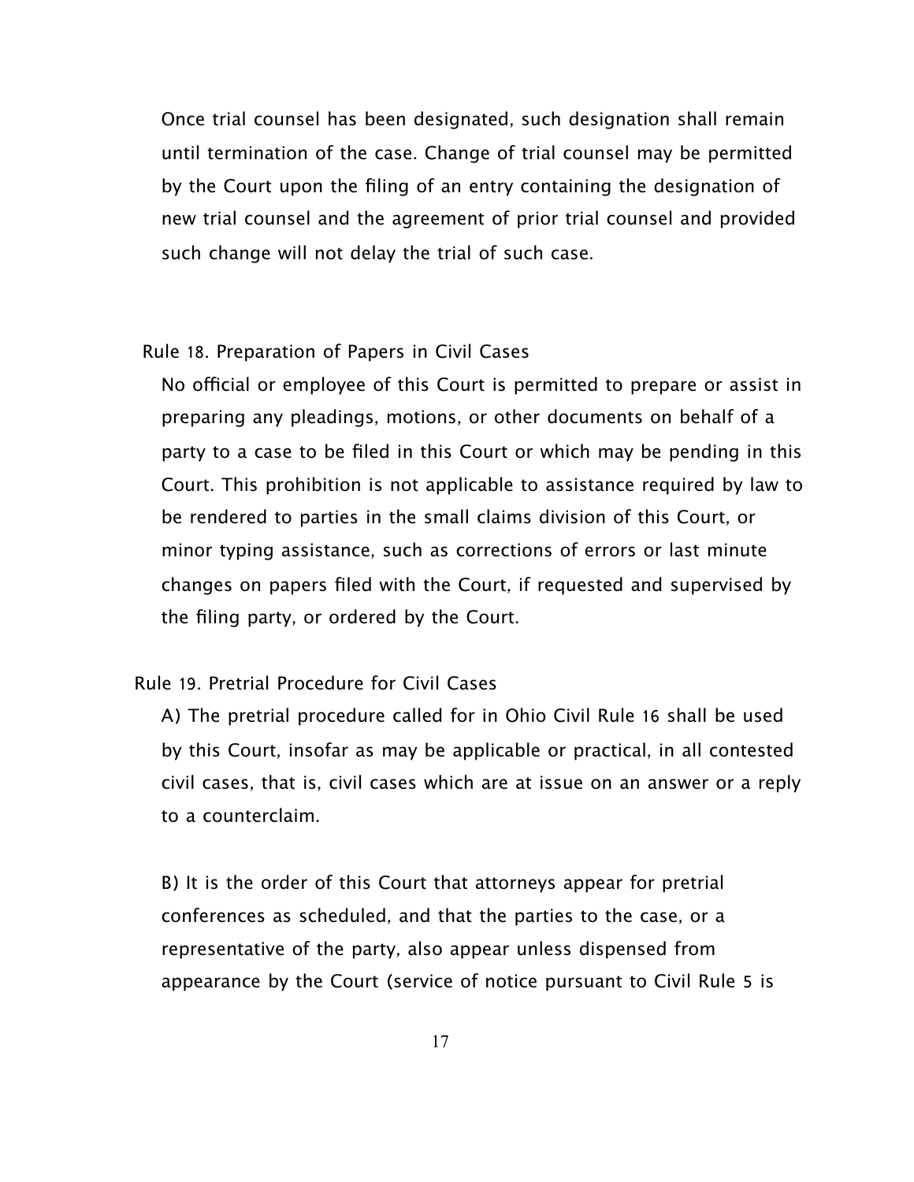Once trial counsel has been designated, such designation shall remain until termination of the case. Change of trial counsel may be permitted by the Court upon the filing of an entry containing the designation of new trial counsel and the agreement of prior trial counsel and provided such change will not delay the trial of such case.

## Rule 18. Preparation of Papers in Civil Cases

No official or employee of this Court is permitted to prepare or assist in preparing any pleadings, motions, or other documents on behalf of a party to a case to be filed in this Court or which may be pending in this Court. This prohibition is not applicable to assistance required by law to be rendered to parties in the small claims division of this Court, or minor typing assistance, such as corrections of errors or last minute changes on papers filed with the Court, if requested and supervised by the filing party, or ordered by the Court.

## Rule 19. Pretrial Procedure for Civil Cases

A) The pretrial procedure called for in Ohio Civil Rule 16 shall be used by this Court, insofar as may be applicable or practical, in all contested civil cases, that is, civil cases which are at issue on an answer or a reply to a counterclaim.

B) It is the order of this Court that attorneys appear for pretrial conferences as scheduled, and that the parties to the case, or a representative of the party, also appear unless dispensed from appearance by the Court (service of notice pursuant to Civil Rule 5 is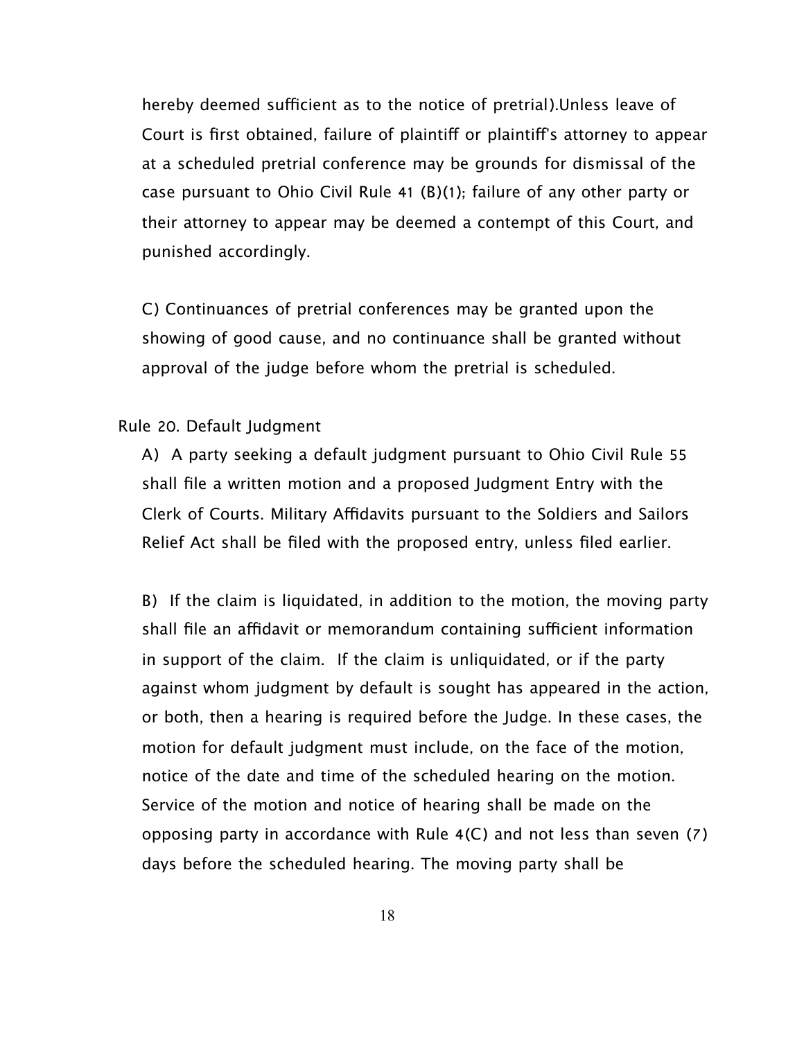hereby deemed sufficient as to the notice of pretrial).Unless leave of Court is first obtained, failure of plaintiff or plaintiff's attorney to appear at a scheduled pretrial conference may be grounds for dismissal of the case pursuant to Ohio Civil Rule 41 (B)(1); failure of any other party or their attorney to appear may be deemed a contempt of this Court, and punished accordingly.

C) Continuances of pretrial conferences may be granted upon the showing of good cause, and no continuance shall be granted without approval of the judge before whom the pretrial is scheduled.

Rule 20. Default Judgment

A) A party seeking a default judgment pursuant to Ohio Civil Rule 55 shall file a written motion and a proposed Judgment Entry with the Clerk of Courts. Military Affidavits pursuant to the Soldiers and Sailors Relief Act shall be filed with the proposed entry, unless filed earlier.

B) If the claim is liquidated, in addition to the motion, the moving party shall file an affidavit or memorandum containing sufficient information in support of the claim. If the claim is unliquidated, or if the party against whom judgment by default is sought has appeared in the action, or both, then a hearing is required before the Judge. In these cases, the motion for default judgment must include, on the face of the motion, notice of the date and time of the scheduled hearing on the motion. Service of the motion and notice of hearing shall be made on the opposing party in accordance with Rule 4(C) and not less than seven (7) days before the scheduled hearing. The moving party shall be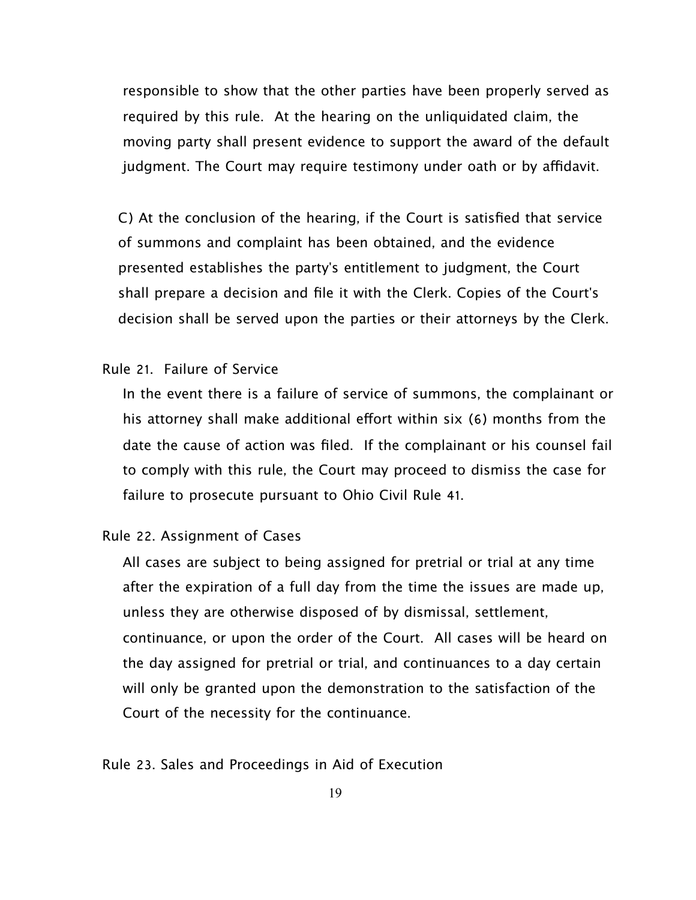responsible to show that the other parties have been properly served as required by this rule. At the hearing on the unliquidated claim, the moving party shall present evidence to support the award of the default judgment. The Court may require testimony under oath or by affidavit.

C) At the conclusion of the hearing, if the Court is satisfied that service of summons and complaint has been obtained, and the evidence presented establishes the party's entitlement to judgment, the Court shall prepare a decision and file it with the Clerk. Copies of the Court's decision shall be served upon the parties or their attorneys by the Clerk.

Rule 21. Failure of Service

In the event there is a failure of service of summons, the complainant or his attorney shall make additional effort within six (6) months from the date the cause of action was filed. If the complainant or his counsel fail to comply with this rule, the Court may proceed to dismiss the case for failure to prosecute pursuant to Ohio Civil Rule 41.

Rule 22. Assignment of Cases

All cases are subject to being assigned for pretrial or trial at any time after the expiration of a full day from the time the issues are made up, unless they are otherwise disposed of by dismissal, settlement, continuance, or upon the order of the Court. All cases will be heard on the day assigned for pretrial or trial, and continuances to a day certain will only be granted upon the demonstration to the satisfaction of the Court of the necessity for the continuance.

Rule 23. Sales and Proceedings in Aid of Execution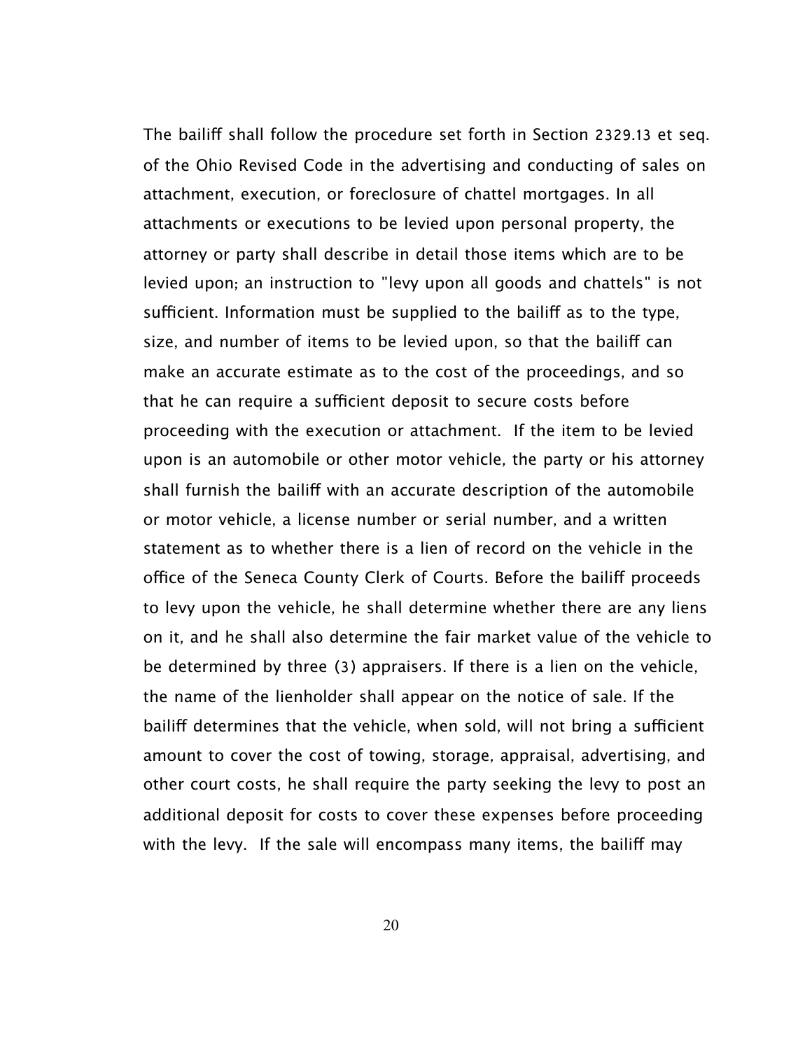The bailiff shall follow the procedure set forth in Section 2329.13 et seq. of the Ohio Revised Code in the advertising and conducting of sales on attachment, execution, or foreclosure of chattel mortgages. In all attachments or executions to be levied upon personal property, the attorney or party shall describe in detail those items which are to be levied upon; an instruction to "levy upon all goods and chattels" is not sufficient. Information must be supplied to the bailiff as to the type, size, and number of items to be levied upon, so that the bailiff can make an accurate estimate as to the cost of the proceedings, and so that he can require a sufficient deposit to secure costs before proceeding with the execution or attachment. If the item to be levied upon is an automobile or other motor vehicle, the party or his attorney shall furnish the bailiff with an accurate description of the automobile or motor vehicle, a license number or serial number, and a written statement as to whether there is a lien of record on the vehicle in the office of the Seneca County Clerk of Courts. Before the bailiff proceeds to levy upon the vehicle, he shall determine whether there are any liens on it, and he shall also determine the fair market value of the vehicle to be determined by three (3) appraisers. If there is a lien on the vehicle, the name of the lienholder shall appear on the notice of sale. If the bailiff determines that the vehicle, when sold, will not bring a sufficient amount to cover the cost of towing, storage, appraisal, advertising, and other court costs, he shall require the party seeking the levy to post an additional deposit for costs to cover these expenses before proceeding with the levy. If the sale will encompass many items, the bailiff may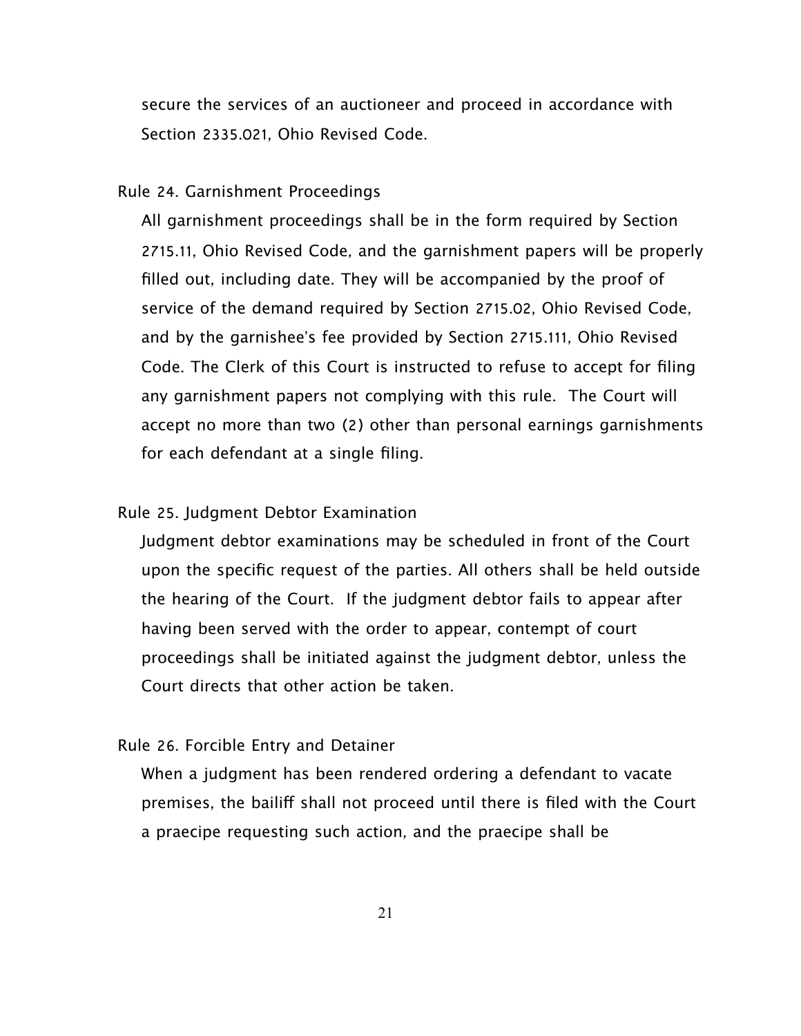secure the services of an auctioneer and proceed in accordance with Section 2335.021, Ohio Revised Code.

## Rule 24. Garnishment Proceedings

All garnishment proceedings shall be in the form required by Section 2715.11, Ohio Revised Code, and the garnishment papers will be properly filled out, including date. They will be accompanied by the proof of service of the demand required by Section 2715.02, Ohio Revised Code, and by the garnishee's fee provided by Section 2715.111, Ohio Revised Code. The Clerk of this Court is instructed to refuse to accept for filing any garnishment papers not complying with this rule.  The Court will accept no more than two (2) other than personal earnings garnishments for each defendant at a single filing.

## Rule 25. Judgment Debtor Examination

Judgment debtor examinations may be scheduled in front of the Court upon the specific request of the parties. All others shall be held outside the hearing of the Court.  If the judgment debtor fails to appear after having been served with the order to appear, contempt of court proceedings shall be initiated against the judgment debtor, unless the Court directs that other action be taken.

## Rule 26. Forcible Entry and Detainer

When a judgment has been rendered ordering a defendant to vacate premises, the bailiff shall not proceed until there is filed with the Court a praecipe requesting such action, and the praecipe shall be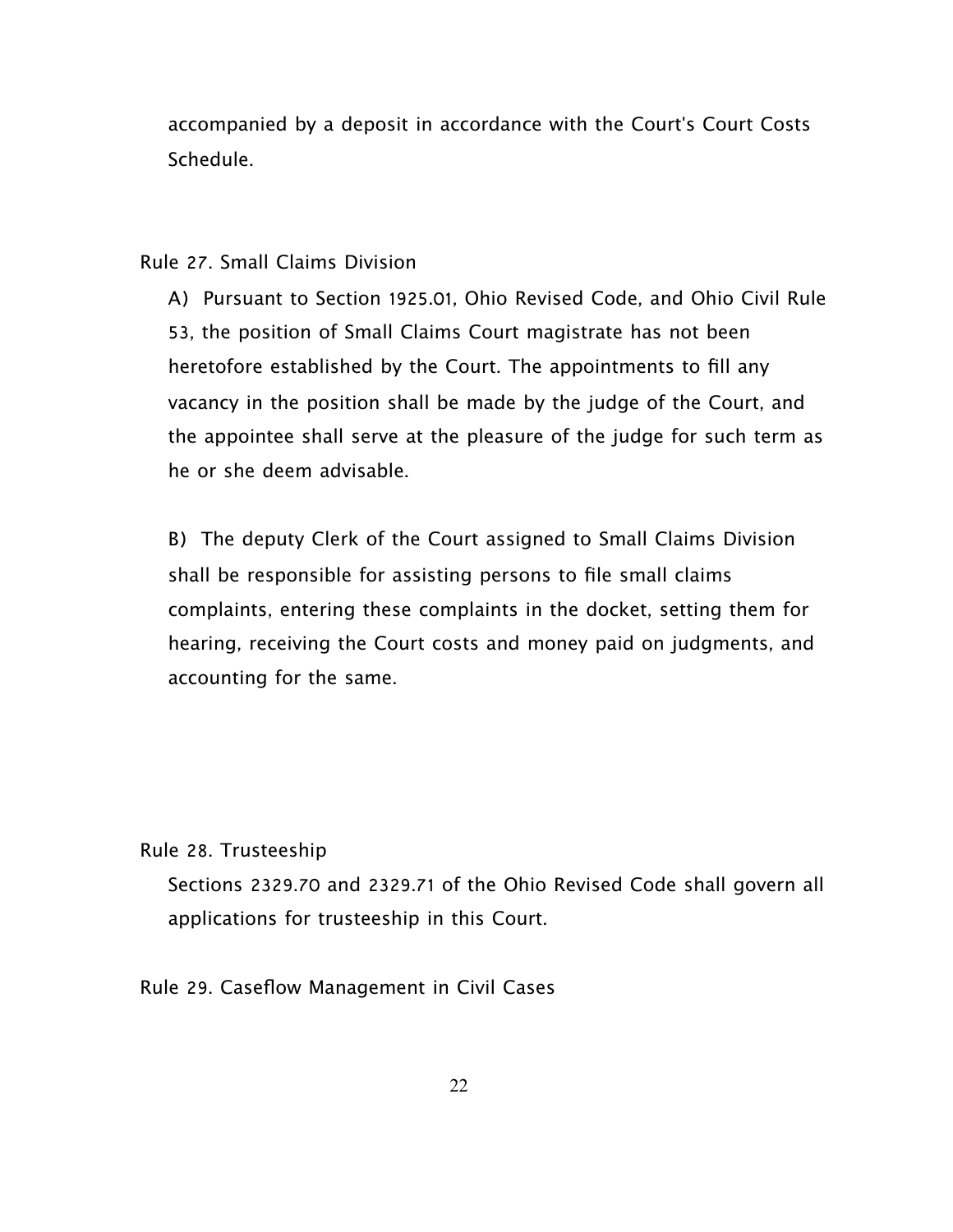accompanied by a deposit in accordance with the Court's Court Costs Schedule.

## Rule 27. Small Claims Division

A) Pursuant to Section 1925.01, Ohio Revised Code, and Ohio Civil Rule 53, the position of Small Claims Court magistrate has not been heretofore established by the Court. The appointments to fill any vacancy in the position shall be made by the judge of the Court, and the appointee shall serve at the pleasure of the judge for such term as he or she deem advisable.

B) The deputy Clerk of the Court assigned to Small Claims Division shall be responsible for assisting persons to file small claims complaints, entering these complaints in the docket, setting them for hearing, receiving the Court costs and money paid on judgments, and accounting for the same.

## Rule 28. Trusteeship

Sections 2329.70 and 2329.71 of the Ohio Revised Code shall govern all applications for trusteeship in this Court.

## Rule 29. Caseflow Management in Civil Cases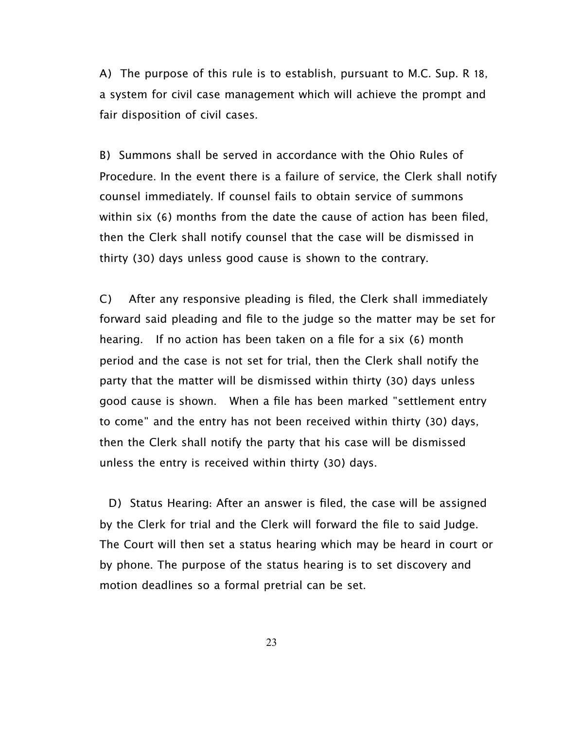A) The purpose of this rule is to establish, pursuant to M.C. Sup. R 18, a system for civil case management which will achieve the prompt and fair disposition of civil cases.

B) Summons shall be served in accordance with the Ohio Rules of Procedure. In the event there is a failure of service, the Clerk shall notify counsel immediately. If counsel fails to obtain service of summons within six (6) months from the date the cause of action has been filed, then the Clerk shall notify counsel that the case will be dismissed in thirty (30) days unless good cause is shown to the contrary.

C) After any responsive pleading is filed, the Clerk shall immediately forward said pleading and file to the judge so the matter may be set for hearing. If no action has been taken on a file for a six (6) month period and the case is not set for trial, then the Clerk shall notify the party that the matter will be dismissed within thirty (30) days unless good cause is shown. When a file has been marked "settlement entry to come" and the entry has not been received within thirty (30) days, then the Clerk shall notify the party that his case will be dismissed unless the entry is received within thirty (30) days.

D) Status Hearing: After an answer is filed, the case will be assigned by the Clerk for trial and the Clerk will forward the file to said Judge. The Court will then set a status hearing which may be heard in court or by phone. The purpose of the status hearing is to set discovery and motion deadlines so a formal pretrial can be set.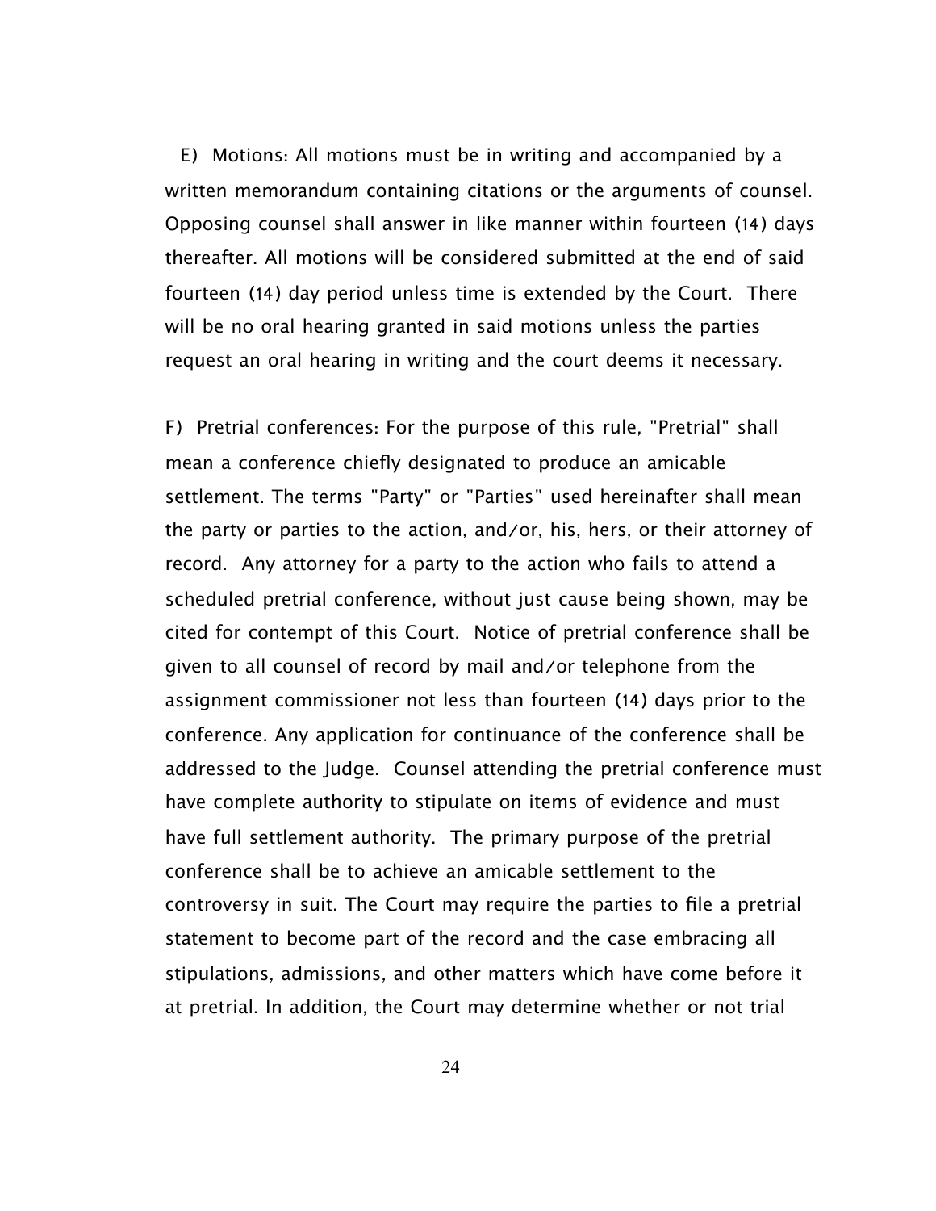E) Motions: All motions must be in writing and accompanied by a written memorandum containing citations or the arguments of counsel. Opposing counsel shall answer in like manner within fourteen (14) days thereafter. All motions will be considered submitted at the end of said fourteen (14) day period unless time is extended by the Court. There will be no oral hearing granted in said motions unless the parties request an oral hearing in writing and the court deems it necessary.

F) Pretrial conferences: For the purpose of this rule, "Pretrial" shall mean a conference chiefly designated to produce an amicable settlement. The terms "Party" or "Parties" used hereinafter shall mean the party or parties to the action, and/or, his, hers, or their attorney of record. Any attorney for a party to the action who fails to attend a scheduled pretrial conference, without just cause being shown, may be cited for contempt of this Court. Notice of pretrial conference shall be given to all counsel of record by mail and/or telephone from the assignment commissioner not less than fourteen (14) days prior to the conference. Any application for continuance of the conference shall be addressed to the Judge. Counsel attending the pretrial conference must have complete authority to stipulate on items of evidence and must have full settlement authority. The primary purpose of the pretrial conference shall be to achieve an amicable settlement to the controversy in suit. The Court may require the parties to file a pretrial statement to become part of the record and the case embracing all stipulations, admissions, and other matters which have come before it at pretrial. In addition, the Court may determine whether or not trial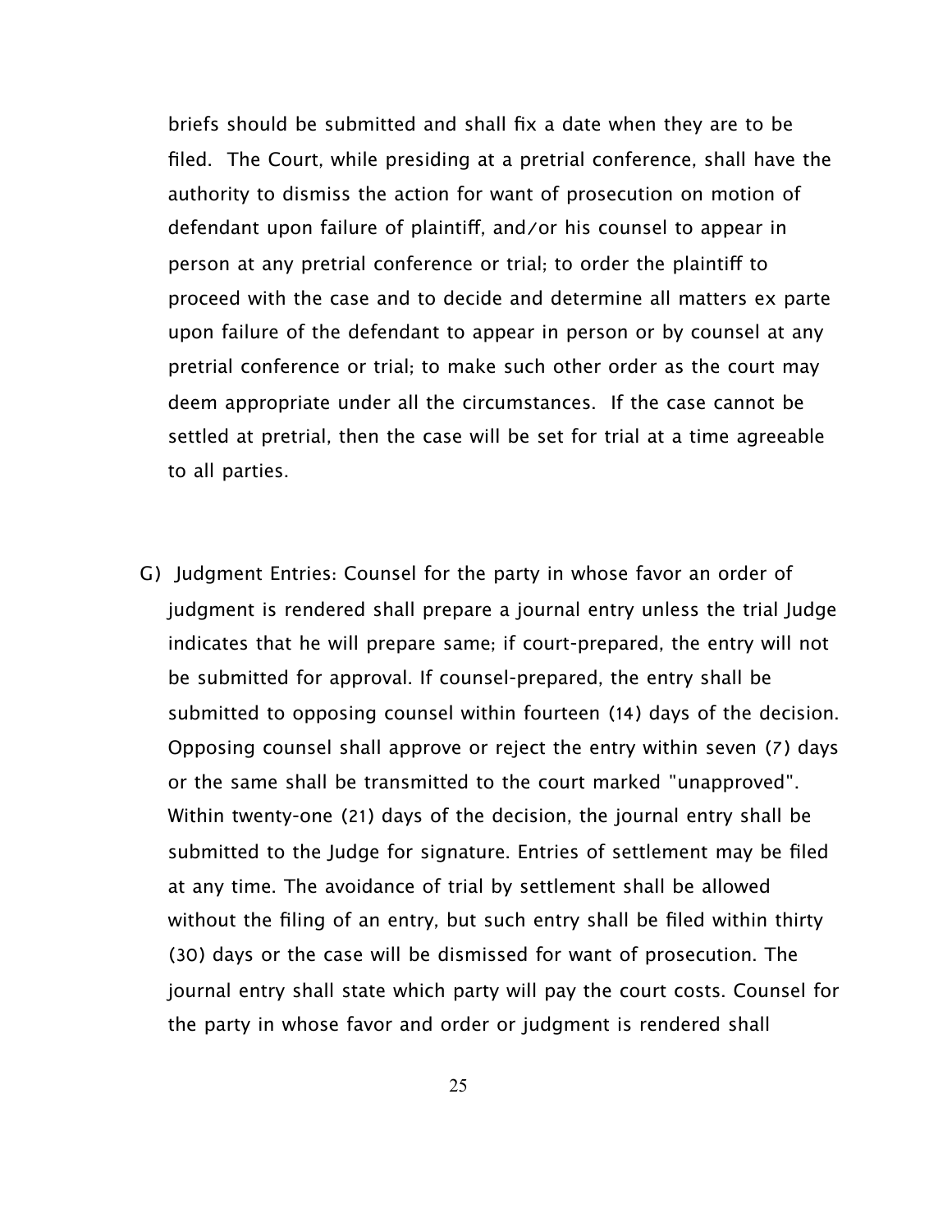briefs should be submitted and shall fix a date when they are to be filed. The Court, while presiding at a pretrial conference, shall have the authority to dismiss the action for want of prosecution on motion of defendant upon failure of plaintiff, and/or his counsel to appear in person at any pretrial conference or trial; to order the plaintiff to proceed with the case and to decide and determine all matters ex parte upon failure of the defendant to appear in person or by counsel at any pretrial conference or trial; to make such other order as the court may deem appropriate under all the circumstances. If the case cannot be settled at pretrial, then the case will be set for trial at a time agreeable to all parties.

G) Judgment Entries: Counsel for the party in whose favor an order of judgment is rendered shall prepare a journal entry unless the trial Judge indicates that he will prepare same; if court-prepared, the entry will not be submitted for approval. If counsel-prepared, the entry shall be submitted to opposing counsel within fourteen (14) days of the decision. Opposing counsel shall approve or reject the entry within seven (7) days or the same shall be transmitted to the court marked "unapproved". Within twenty-one (21) days of the decision, the journal entry shall be submitted to the Judge for signature. Entries of settlement may be filed at any time. The avoidance of trial by settlement shall be allowed without the filing of an entry, but such entry shall be filed within thirty (30) days or the case will be dismissed for want of prosecution. The journal entry shall state which party will pay the court costs. Counsel for the party in whose favor and order or judgment is rendered shall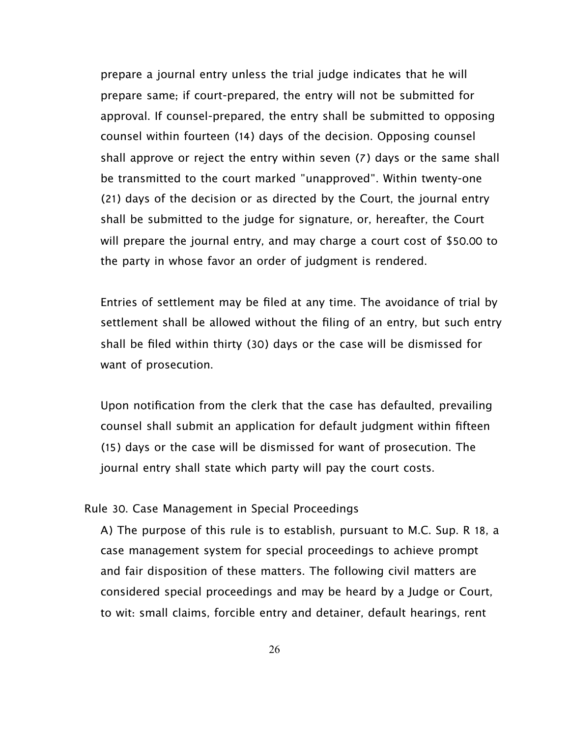prepare a journal entry unless the trial judge indicates that he will prepare same; if court-prepared, the entry will not be submitted for approval. If counsel-prepared, the entry shall be submitted to opposing counsel within fourteen (14) days of the decision. Opposing counsel shall approve or reject the entry within seven (7) days or the same shall be transmitted to the court marked "unapproved". Within twenty-one (21) days of the decision or as directed by the Court, the journal entry shall be submitted to the judge for signature, or, hereafter, the Court will prepare the journal entry, and may charge a court cost of $50.00 to the party in whose favor an order of judgment is rendered.

Entries of settlement may be filed at any time. The avoidance of trial by settlement shall be allowed without the filing of an entry, but such entry shall be filed within thirty (30) days or the case will be dismissed for want of prosecution.

Upon notification from the clerk that the case has defaulted, prevailing counsel shall submit an application for default judgment within fifteen (15) days or the case will be dismissed for want of prosecution. The journal entry shall state which party will pay the court costs.

Rule 30. Case Management in Special Proceedings

A) The purpose of this rule is to establish, pursuant to M.C. Sup. R 18, a case management system for special proceedings to achieve prompt and fair disposition of these matters. The following civil matters are considered special proceedings and may be heard by a Judge or Court, to wit: small claims, forcible entry and detainer, default hearings, rent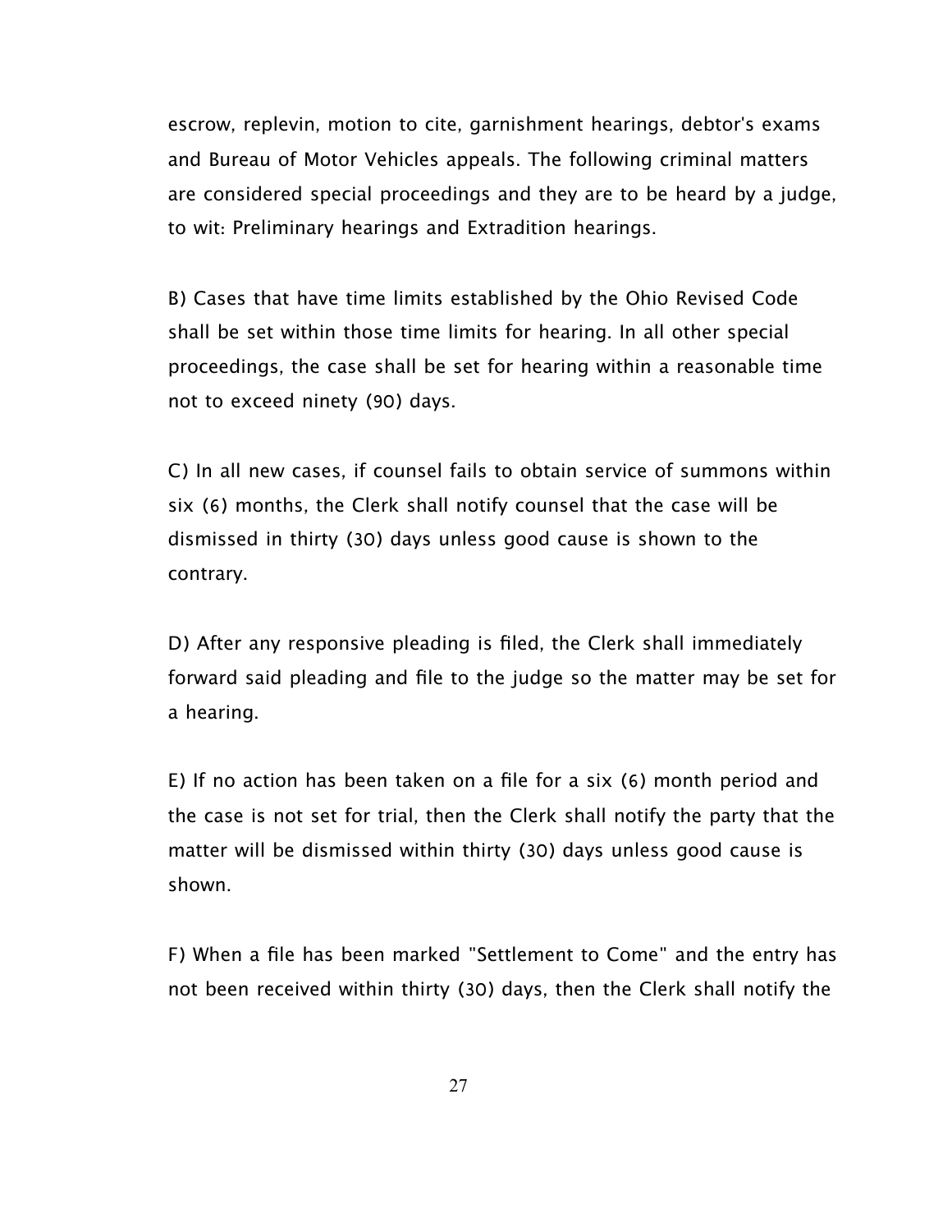escrow, replevin, motion to cite, garnishment hearings, debtor's exams and Bureau of Motor Vehicles appeals. The following criminal matters are considered special proceedings and they are to be heard by a judge, to wit: Preliminary hearings and Extradition hearings.

B) Cases that have time limits established by the Ohio Revised Code shall be set within those time limits for hearing. In all other special proceedings, the case shall be set for hearing within a reasonable time not to exceed ninety (90) days.

C) In all new cases, if counsel fails to obtain service of summons within six (6) months, the Clerk shall notify counsel that the case will be dismissed in thirty (30) days unless good cause is shown to the contrary.

D) After any responsive pleading is filed, the Clerk shall immediately forward said pleading and file to the judge so the matter may be set for a hearing.

E) If no action has been taken on a file for a six (6) month period and the case is not set for trial, then the Clerk shall notify the party that the matter will be dismissed within thirty (30) days unless good cause is shown.

F) When a file has been marked "Settlement to Come" and the entry has not been received within thirty (30) days, then the Clerk shall notify the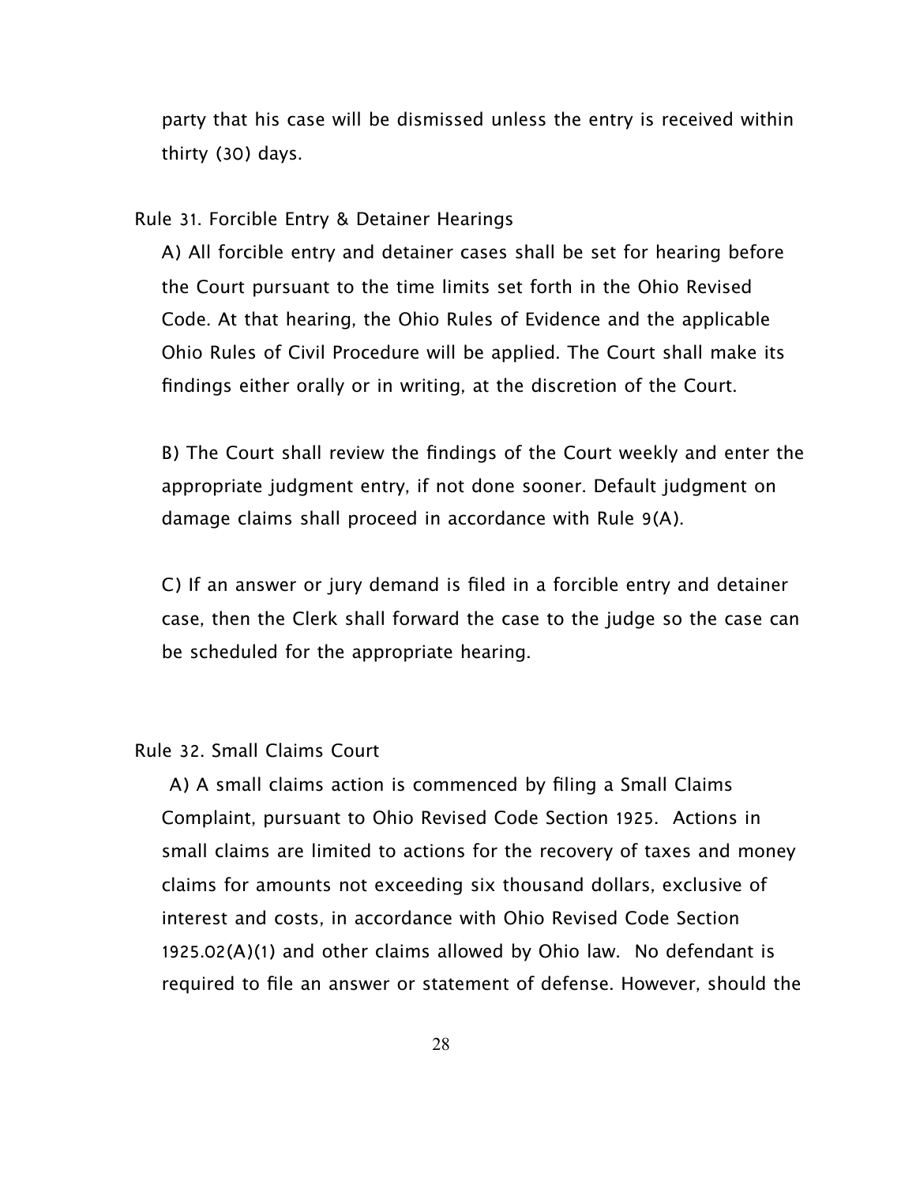party that his case will be dismissed unless the entry is received within thirty (30) days.

Rule 31. Forcible Entry & Detainer Hearings

A) All forcible entry and detainer cases shall be set for hearing before the Court pursuant to the time limits set forth in the Ohio Revised Code. At that hearing, the Ohio Rules of Evidence and the applicable Ohio Rules of Civil Procedure will be applied. The Court shall make its findings either orally or in writing, at the discretion of the Court.

B) The Court shall review the findings of the Court weekly and enter the appropriate judgment entry, if not done sooner. Default judgment on damage claims shall proceed in accordance with Rule 9(A).

C) If an answer or jury demand is filed in a forcible entry and detainer case, then the Clerk shall forward the case to the judge so the case can be scheduled for the appropriate hearing.

Rule 32. Small Claims Court

A) A small claims action is commenced by filing a Small Claims Complaint, pursuant to Ohio Revised Code Section 1925. Actions in small claims are limited to actions for the recovery of taxes and money claims for amounts not exceeding six thousand dollars, exclusive of interest and costs, in accordance with Ohio Revised Code Section 1925.02(A)(1) and other claims allowed by Ohio law. No defendant is required to file an answer or statement of defense. However, should the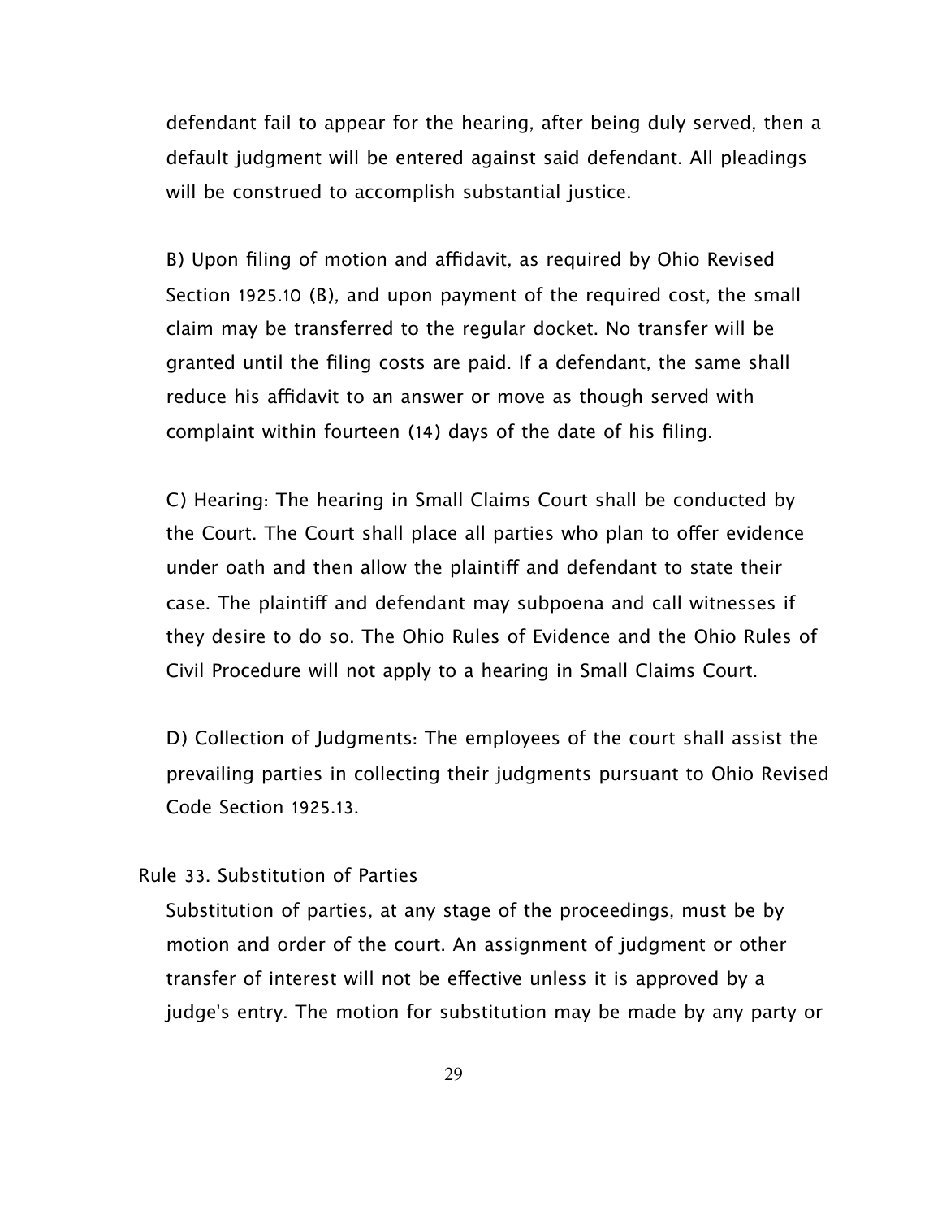defendant fail to appear for the hearing, after being duly served, then a default judgment will be entered against said defendant. All pleadings will be construed to accomplish substantial justice.

B) Upon filing of motion and affidavit, as required by Ohio Revised Section 1925.10 (B), and upon payment of the required cost, the small claim may be transferred to the regular docket. No transfer will be granted until the filing costs are paid. If a defendant, the same shall reduce his affidavit to an answer or move as though served with complaint within fourteen (14) days of the date of his filing.

C) Hearing: The hearing in Small Claims Court shall be conducted by the Court. The Court shall place all parties who plan to offer evidence under oath and then allow the plaintiff and defendant to state their case. The plaintiff and defendant may subpoena and call witnesses if they desire to do so. The Ohio Rules of Evidence and the Ohio Rules of Civil Procedure will not apply to a hearing in Small Claims Court.

D) Collection of Judgments: The employees of the court shall assist the prevailing parties in collecting their judgments pursuant to Ohio Revised Code Section 1925.13.

## Rule 33. Substitution of Parties

Substitution of parties, at any stage of the proceedings, must be by motion and order of the court. An assignment of judgment or other transfer of interest will not be effective unless it is approved by a judge's entry. The motion for substitution may be made by any party or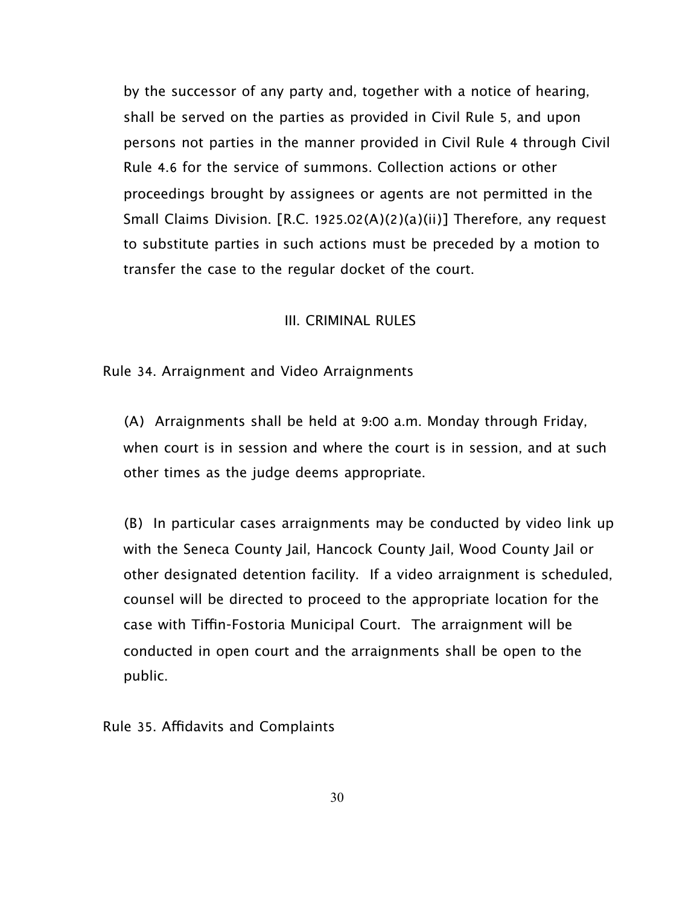by the successor of any party and, together with a notice of hearing, shall be served on the parties as provided in Civil Rule 5, and upon persons not parties in the manner provided in Civil Rule 4 through Civil Rule 4.6 for the service of summons. Collection actions or other proceedings brought by assignees or agents are not permitted in the Small Claims Division. [R.C. 1925.02(A)(2)(a)(ii)] Therefore, any request to substitute parties in such actions must be preceded by a motion to transfer the case to the regular docket of the court.

## III. CRIMINAL RULES

### Rule 34. Arraignment and Video Arraignments

(A) Arraignments shall be held at 9:00 a.m. Monday through Friday, when court is in session and where the court is in session, and at such other times as the judge deems appropriate.

(B) In particular cases arraignments may be conducted by video link up with the Seneca County Jail, Hancock County Jail, Wood County Jail or other designated detention facility. If a video arraignment is scheduled, counsel will be directed to proceed to the appropriate location for the case with Tiffin-Fostoria Municipal Court. The arraignment will be conducted in open court and the arraignments shall be open to the public.

### Rule 35. Affidavits and Complaints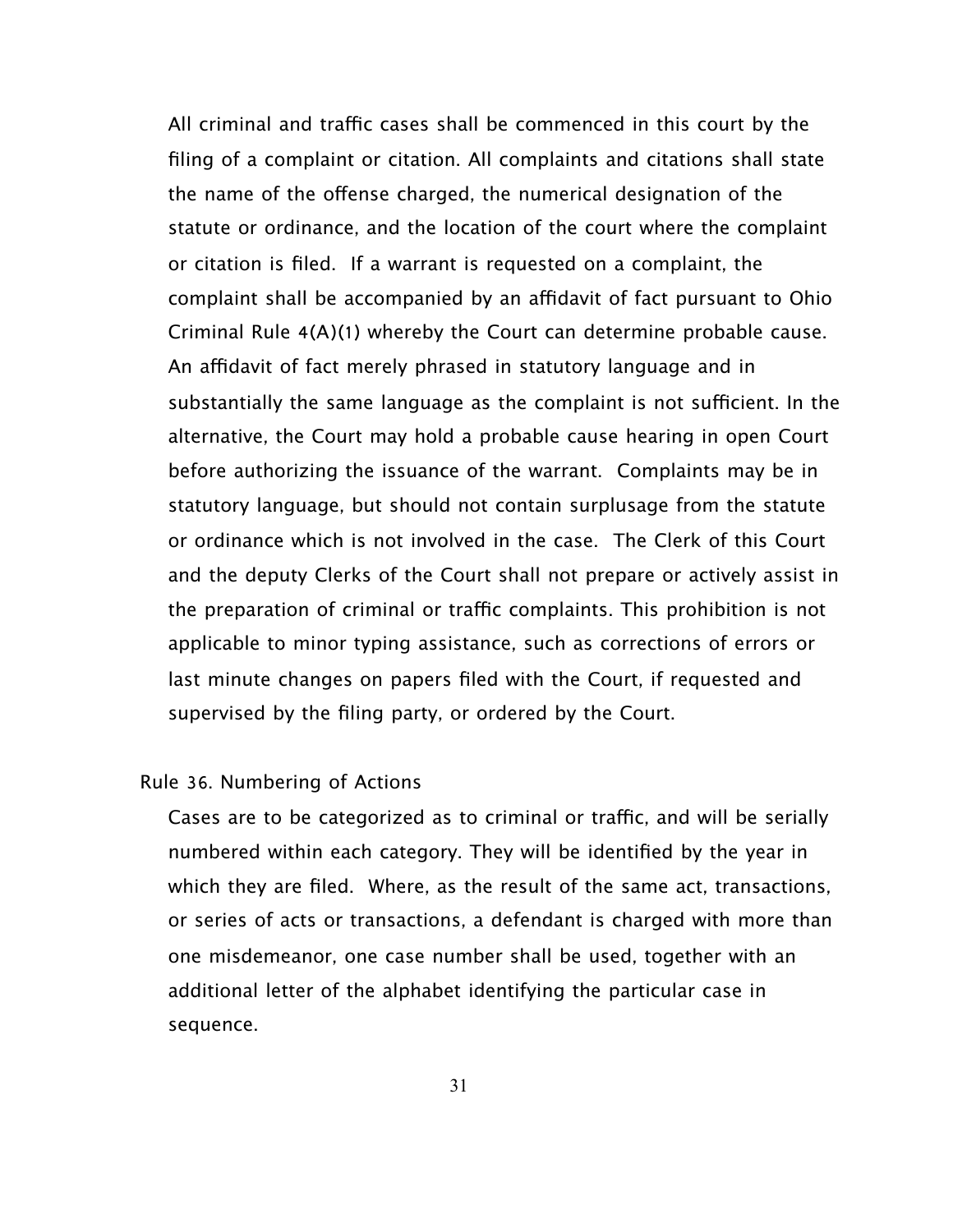All criminal and traffic cases shall be commenced in this court by the filing of a complaint or citation. All complaints and citations shall state the name of the offense charged, the numerical designation of the statute or ordinance, and the location of the court where the complaint or citation is filed. If a warrant is requested on a complaint, the complaint shall be accompanied by an affidavit of fact pursuant to Ohio Criminal Rule 4(A)(1) whereby the Court can determine probable cause. An affidavit of fact merely phrased in statutory language and in substantially the same language as the complaint is not sufficient. In the alternative, the Court may hold a probable cause hearing in open Court before authorizing the issuance of the warrant. Complaints may be in statutory language, but should not contain surplusage from the statute or ordinance which is not involved in the case. The Clerk of this Court and the deputy Clerks of the Court shall not prepare or actively assist in the preparation of criminal or traffic complaints. This prohibition is not applicable to minor typing assistance, such as corrections of errors or last minute changes on papers filed with the Court, if requested and supervised by the filing party, or ordered by the Court.

Rule 36. Numbering of Actions

Cases are to be categorized as to criminal or traffic, and will be serially numbered within each category. They will be identified by the year in which they are filed. Where, as the result of the same act, transactions, or series of acts or transactions, a defendant is charged with more than one misdemeanor, one case number shall be used, together with an additional letter of the alphabet identifying the particular case in sequence.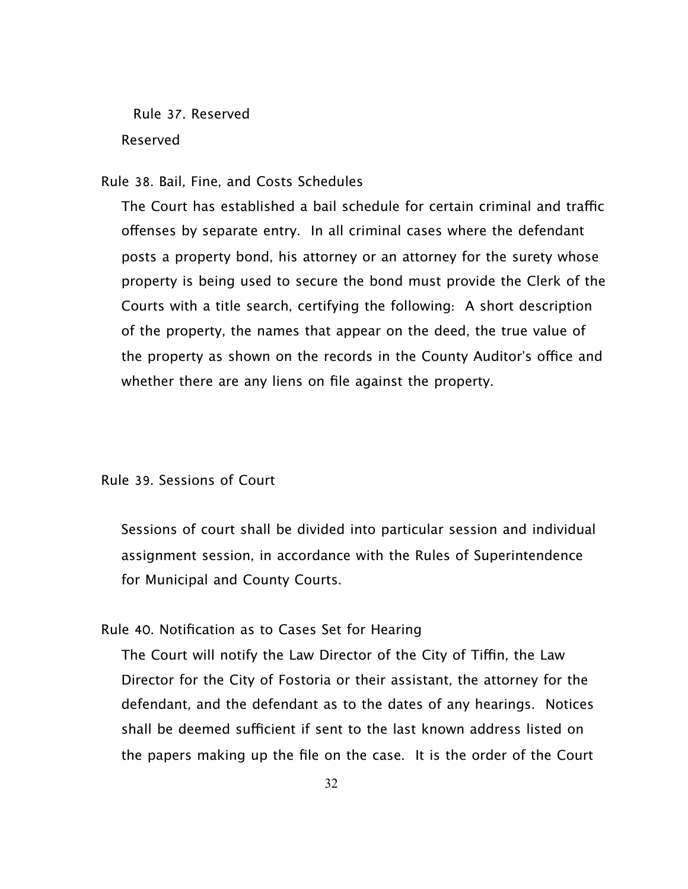Rule 37. Reserved

Reserved

Rule 38. Bail, Fine, and Costs Schedules

The Court has established a bail schedule for certain criminal and traffic offenses by separate entry. In all criminal cases where the defendant posts a property bond, his attorney or an attorney for the surety whose property is being used to secure the bond must provide the Clerk of the Courts with a title search, certifying the following: A short description of the property, the names that appear on the deed, the true value of the property as shown on the records in the County Auditor's office and whether there are any liens on file against the property.

Rule 39. Sessions of Court

Sessions of court shall be divided into particular session and individual assignment session, in accordance with the Rules of Superintendence for Municipal and County Courts.

Rule 40. Notification as to Cases Set for Hearing

The Court will notify the Law Director of the City of Tiffin, the Law Director for the City of Fostoria or their assistant, the attorney for the defendant, and the defendant as to the dates of any hearings. Notices shall be deemed sufficient if sent to the last known address listed on the papers making up the file on the case. It is the order of the Court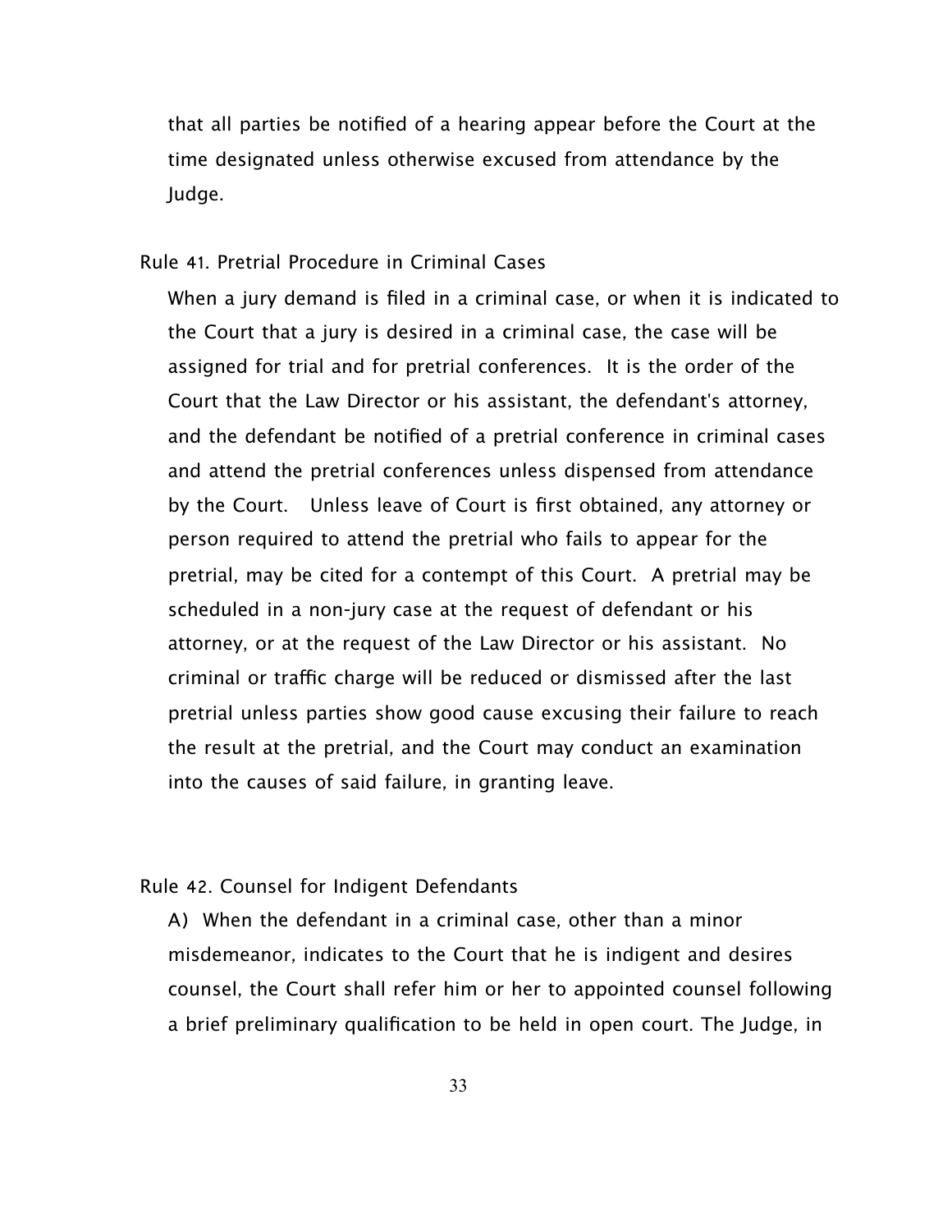that all parties be notified of a hearing appear before the Court at the time designated unless otherwise excused from attendance by the Judge.

## Rule 41. Pretrial Procedure in Criminal Cases

When a jury demand is filed in a criminal case, or when it is indicated to the Court that a jury is desired in a criminal case, the case will be assigned for trial and for pretrial conferences. It is the order of the Court that the Law Director or his assistant, the defendant's attorney, and the defendant be notified of a pretrial conference in criminal cases and attend the pretrial conferences unless dispensed from attendance by the Court. Unless leave of Court is first obtained, any attorney or person required to attend the pretrial who fails to appear for the pretrial, may be cited for a contempt of this Court. A pretrial may be scheduled in a non-jury case at the request of defendant or his attorney, or at the request of the Law Director or his assistant. No criminal or traffic charge will be reduced or dismissed after the last pretrial unless parties show good cause excusing their failure to reach the result at the pretrial, and the Court may conduct an examination into the causes of said failure, in granting leave.

## Rule 42. Counsel for Indigent Defendants

A) When the defendant in a criminal case, other than a minor misdemeanor, indicates to the Court that he is indigent and desires counsel, the Court shall refer him or her to appointed counsel following a brief preliminary qualification to be held in open court. The Judge, in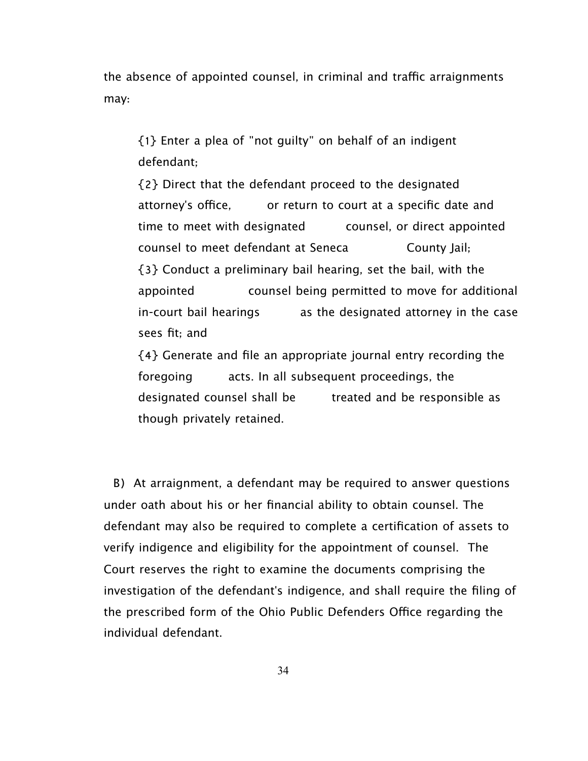the absence of appointed counsel, in criminal and traffic arraignments may:

{1} Enter a plea of "not guilty" on behalf of an indigent defendant;

{2} Direct that the defendant proceed to the designated attorney's office, or return to court at a specific date and time to meet with designated counsel, or direct appointed counsel to meet defendant at Seneca County Jail;

{3} Conduct a preliminary bail hearing, set the bail, with the appointed counsel being permitted to move for additional in-court bail hearings as the designated attorney in the case sees fit; and

{4} Generate and file an appropriate journal entry recording the foregoing acts. In all subsequent proceedings, the designated counsel shall be treated and be responsible as though privately retained.

B) At arraignment, a defendant may be required to answer questions under oath about his or her financial ability to obtain counsel. The defendant may also be required to complete a certification of assets to verify indigence and eligibility for the appointment of counsel. The Court reserves the right to examine the documents comprising the investigation of the defendant's indigence, and shall require the filing of the prescribed form of the Ohio Public Defenders Office regarding the individual defendant.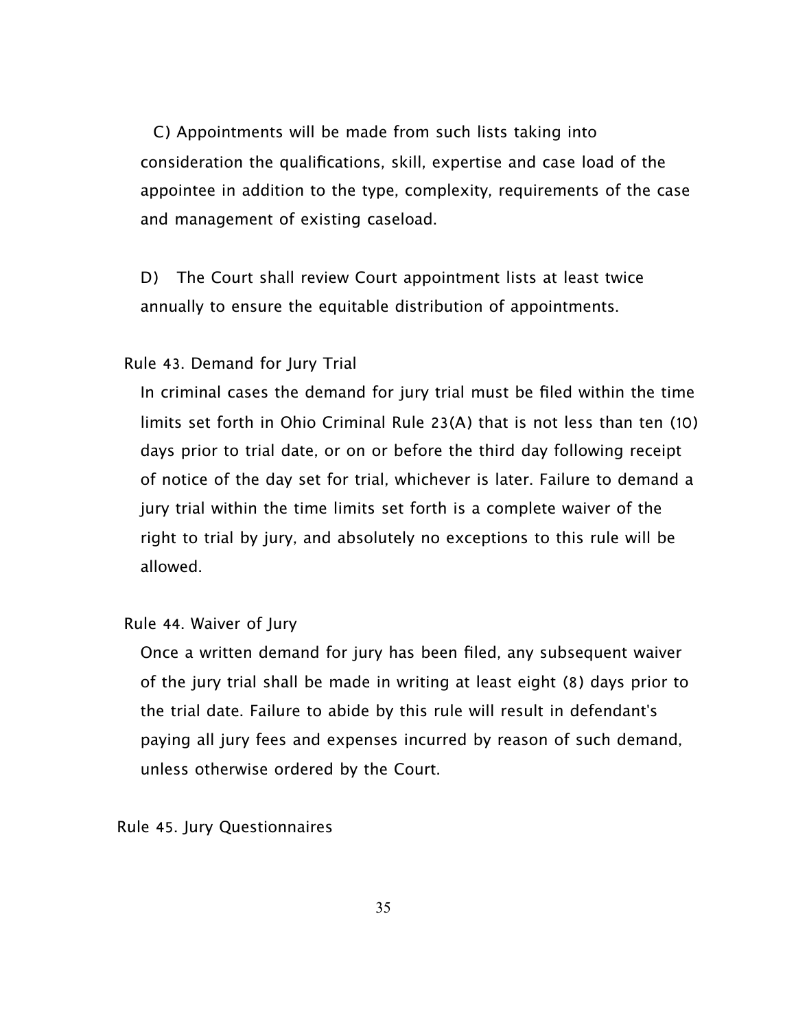C) Appointments will be made from such lists taking into consideration the qualifications, skill, expertise and case load of the appointee in addition to the type, complexity, requirements of the case and management of existing caseload.

D) The Court shall review Court appointment lists at least twice annually to ensure the equitable distribution of appointments.

## Rule 43. Demand for Jury Trial

In criminal cases the demand for jury trial must be filed within the time limits set forth in Ohio Criminal Rule 23(A) that is not less than ten (10) days prior to trial date, or on or before the third day following receipt of notice of the day set for trial, whichever is later. Failure to demand a jury trial within the time limits set forth is a complete waiver of the right to trial by jury, and absolutely no exceptions to this rule will be allowed.

## Rule 44. Waiver of Jury

Once a written demand for jury has been filed, any subsequent waiver of the jury trial shall be made in writing at least eight (8) days prior to the trial date. Failure to abide by this rule will result in defendant's paying all jury fees and expenses incurred by reason of such demand, unless otherwise ordered by the Court.

## Rule 45. Jury Questionnaires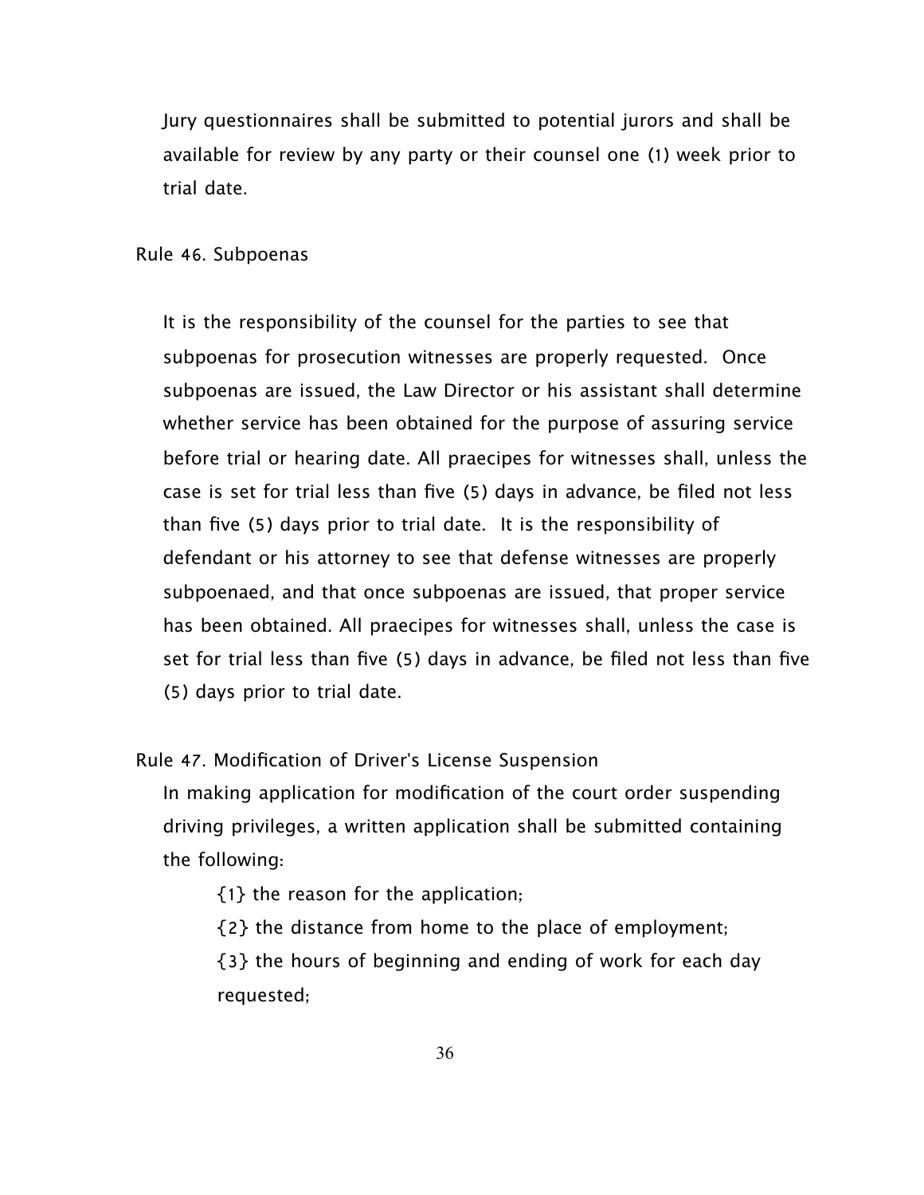Jury questionnaires shall be submitted to potential jurors and shall be available for review by any party or their counsel one (1) week prior to trial date.

Rule 46. Subpoenas

It is the responsibility of the counsel for the parties to see that subpoenas for prosecution witnesses are properly requested. Once subpoenas are issued, the Law Director or his assistant shall determine whether service has been obtained for the purpose of assuring service before trial or hearing date. All praecipes for witnesses shall, unless the case is set for trial less than five (5) days in advance, be filed not less than five (5) days prior to trial date. It is the responsibility of defendant or his attorney to see that defense witnesses are properly subpoenaed, and that once subpoenas are issued, that proper service has been obtained. All praecipes for witnesses shall, unless the case is set for trial less than five (5) days in advance, be filed not less than five (5) days prior to trial date.

Rule 47. Modification of Driver's License Suspension

In making application for modification of the court order suspending driving privileges, a written application shall be submitted containing the following:

{1} the reason for the application;

{2} the distance from home to the place of employment;

{3} the hours of beginning and ending of work for each day requested;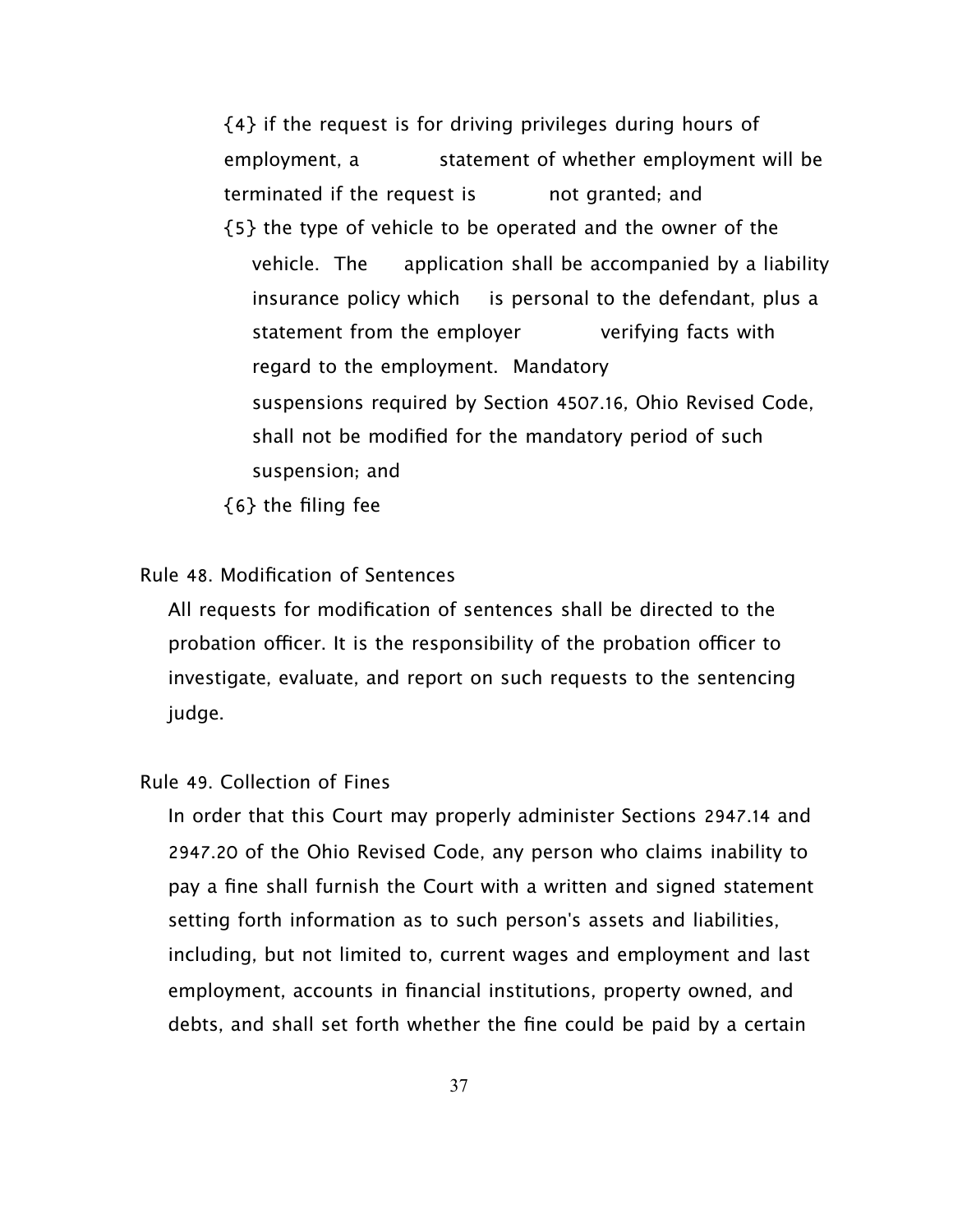{4} if the request is for driving privileges during hours of employment, a statement of whether employment will be terminated if the request is not granted; and

{5} the type of vehicle to be operated and the owner of the vehicle. The application shall be accompanied by a liability insurance policy which is personal to the defendant, plus a statement from the employer verifying facts with regard to the employment. Mandatory suspensions required by Section 4507.16, Ohio Revised Code, shall not be modified for the mandatory period of such suspension; and

{6} the filing fee

Rule 48. Modification of Sentences

All requests for modification of sentences shall be directed to the probation officer. It is the responsibility of the probation officer to investigate, evaluate, and report on such requests to the sentencing judge.

Rule 49. Collection of Fines

In order that this Court may properly administer Sections 2947.14 and 2947.20 of the Ohio Revised Code, any person who claims inability to pay a fine shall furnish the Court with a written and signed statement setting forth information as to such person's assets and liabilities, including, but not limited to, current wages and employment and last employment, accounts in financial institutions, property owned, and debts, and shall set forth whether the fine could be paid by a certain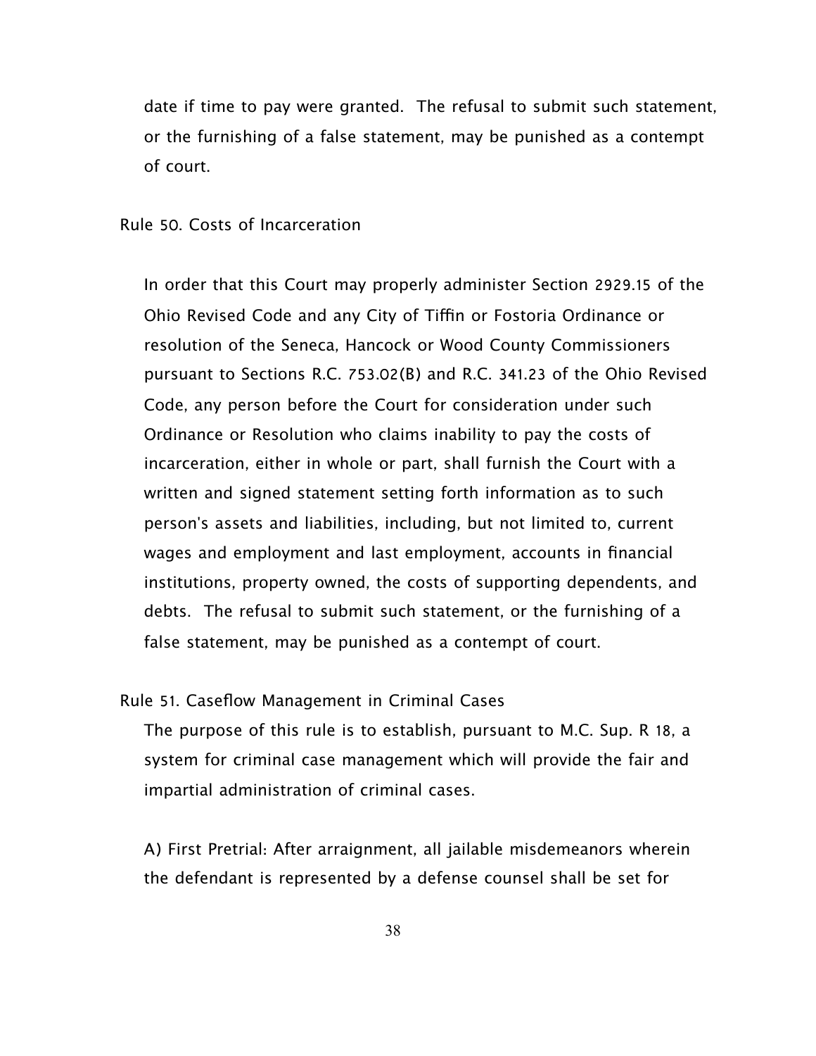date if time to pay were granted. The refusal to submit such statement, or the furnishing of a false statement, may be punished as a contempt of court.

## Rule 50. Costs of Incarceration

In order that this Court may properly administer Section 2929.15 of the Ohio Revised Code and any City of Tiffin or Fostoria Ordinance or resolution of the Seneca, Hancock or Wood County Commissioners pursuant to Sections R.C. 753.02(B) and R.C. 341.23 of the Ohio Revised Code, any person before the Court for consideration under such Ordinance or Resolution who claims inability to pay the costs of incarceration, either in whole or part, shall furnish the Court with a written and signed statement setting forth information as to such person's assets and liabilities, including, but not limited to, current wages and employment and last employment, accounts in financial institutions, property owned, the costs of supporting dependents, and debts. The refusal to submit such statement, or the furnishing of a false statement, may be punished as a contempt of court.

## Rule 51. Caseflow Management in Criminal Cases

The purpose of this rule is to establish, pursuant to M.C. Sup. R 18, a system for criminal case management which will provide the fair and impartial administration of criminal cases.

A) First Pretrial: After arraignment, all jailable misdemeanors wherein the defendant is represented by a defense counsel shall be set for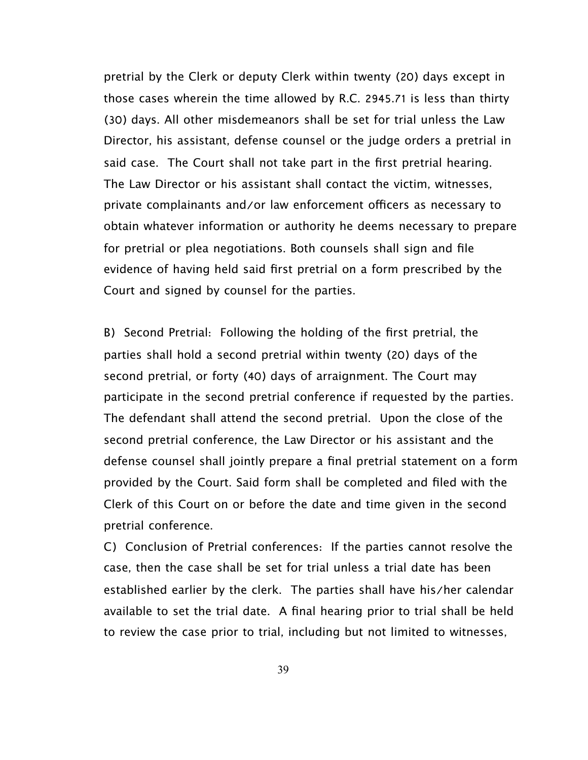pretrial by the Clerk or deputy Clerk within twenty (20) days except in those cases wherein the time allowed by R.C. 2945.71 is less than thirty (30) days. All other misdemeanors shall be set for trial unless the Law Director, his assistant, defense counsel or the judge orders a pretrial in said case. The Court shall not take part in the first pretrial hearing. The Law Director or his assistant shall contact the victim, witnesses, private complainants and/or law enforcement officers as necessary to obtain whatever information or authority he deems necessary to prepare for pretrial or plea negotiations. Both counsels shall sign and file evidence of having held said first pretrial on a form prescribed by the Court and signed by counsel for the parties.

B) Second Pretrial: Following the holding of the first pretrial, the parties shall hold a second pretrial within twenty (20) days of the second pretrial, or forty (40) days of arraignment. The Court may participate in the second pretrial conference if requested by the parties. The defendant shall attend the second pretrial. Upon the close of the second pretrial conference, the Law Director or his assistant and the defense counsel shall jointly prepare a final pretrial statement on a form provided by the Court. Said form shall be completed and filed with the Clerk of this Court on or before the date and time given in the second pretrial conference.

C) Conclusion of Pretrial conferences: If the parties cannot resolve the case, then the case shall be set for trial unless a trial date has been established earlier by the clerk. The parties shall have his/her calendar available to set the trial date. A final hearing prior to trial shall be held to review the case prior to trial, including but not limited to witnesses,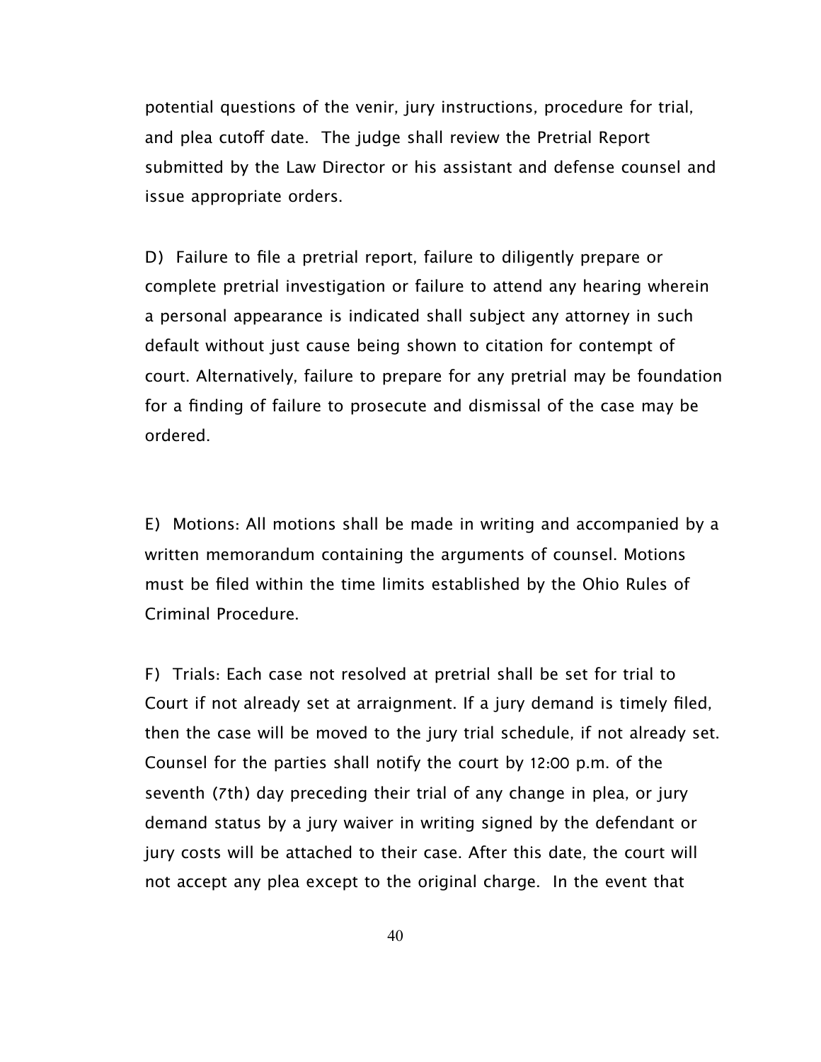potential questions of the venir, jury instructions, procedure for trial, and plea cutoff date. The judge shall review the Pretrial Report submitted by the Law Director or his assistant and defense counsel and issue appropriate orders.

D) Failure to file a pretrial report, failure to diligently prepare or complete pretrial investigation or failure to attend any hearing wherein a personal appearance is indicated shall subject any attorney in such default without just cause being shown to citation for contempt of court. Alternatively, failure to prepare for any pretrial may be foundation for a finding of failure to prosecute and dismissal of the case may be ordered.

E) Motions: All motions shall be made in writing and accompanied by a written memorandum containing the arguments of counsel. Motions must be filed within the time limits established by the Ohio Rules of Criminal Procedure.

F) Trials: Each case not resolved at pretrial shall be set for trial to Court if not already set at arraignment. If a jury demand is timely filed, then the case will be moved to the jury trial schedule, if not already set. Counsel for the parties shall notify the court by 12:00 p.m. of the seventh (7th) day preceding their trial of any change in plea, or jury demand status by a jury waiver in writing signed by the defendant or jury costs will be attached to their case. After this date, the court will not accept any plea except to the original charge. In the event that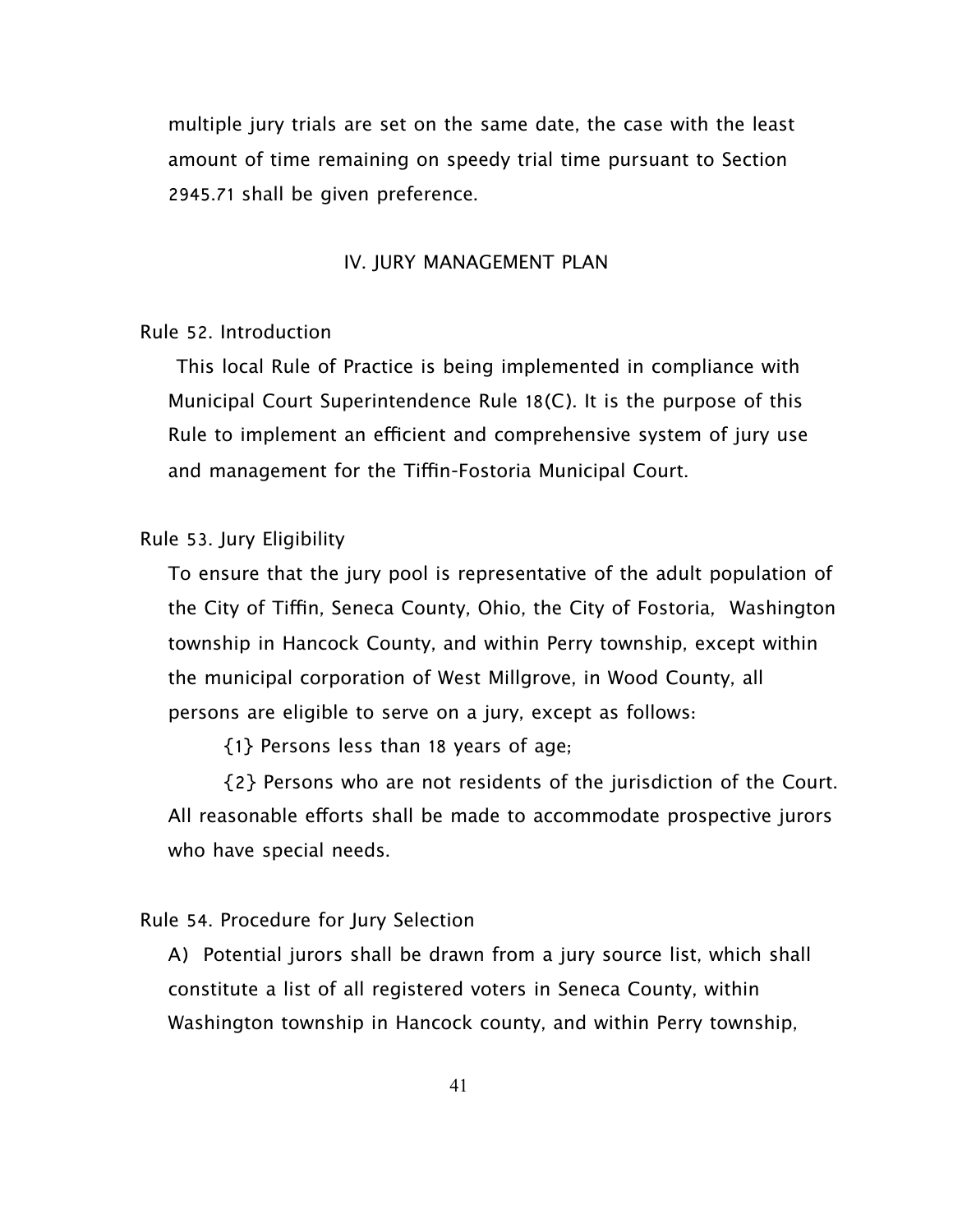multiple jury trials are set on the same date, the case with the least amount of time remaining on speedy trial time pursuant to Section 2945.71 shall be given preference.

## IV. JURY MANAGEMENT PLAN

### Rule 52. Introduction

This local Rule of Practice is being implemented in compliance with Municipal Court Superintendence Rule 18(C). It is the purpose of this Rule to implement an efficient and comprehensive system of jury use and management for the Tiffin-Fostoria Municipal Court.

### Rule 53. Jury Eligibility

To ensure that the jury pool is representative of the adult population of the City of Tiffin, Seneca County, Ohio, the City of Fostoria, Washington township in Hancock County, and within Perry township, except within the municipal corporation of West Millgrove, in Wood County, all persons are eligible to serve on a jury, except as follows:

{1} Persons less than 18 years of age;

{2} Persons who are not residents of the jurisdiction of the Court.

All reasonable efforts shall be made to accommodate prospective jurors who have special needs.

### Rule 54. Procedure for Jury Selection

A) Potential jurors shall be drawn from a jury source list, which shall constitute a list of all registered voters in Seneca County, within Washington township in Hancock county, and within Perry township,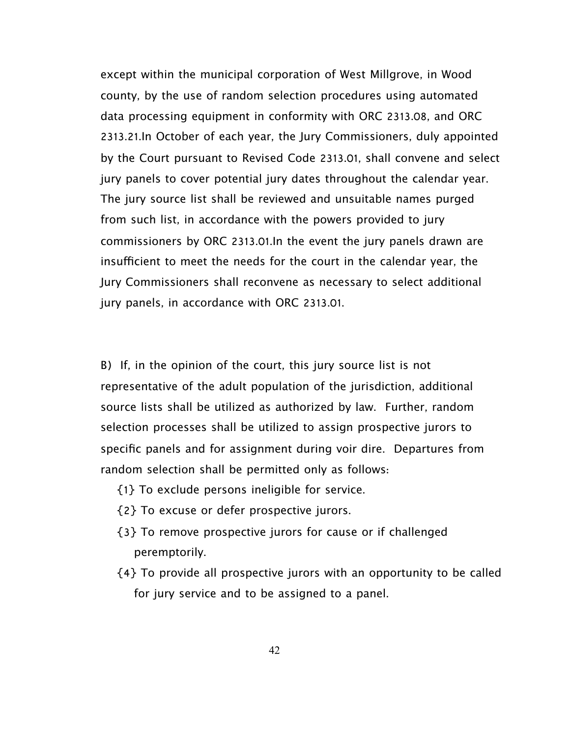except within the municipal corporation of West Millgrove, in Wood county, by the use of random selection procedures using automated data processing equipment in conformity with ORC 2313.08, and ORC 2313.21.In October of each year, the Jury Commissioners, duly appointed by the Court pursuant to Revised Code 2313.01, shall convene and select jury panels to cover potential jury dates throughout the calendar year. The jury source list shall be reviewed and unsuitable names purged from such list, in accordance with the powers provided to jury commissioners by ORC 2313.01.In the event the jury panels drawn are insufficient to meet the needs for the court in the calendar year, the Jury Commissioners shall reconvene as necessary to select additional jury panels, in accordance with ORC 2313.01.

B) If, in the opinion of the court, this jury source list is not representative of the adult population of the jurisdiction, additional source lists shall be utilized as authorized by law. Further, random selection processes shall be utilized to assign prospective jurors to specific panels and for assignment during voir dire. Departures from random selection shall be permitted only as follows:

{1} To exclude persons ineligible for service.

{2} To excuse or defer prospective jurors.

{3} To remove prospective jurors for cause or if challenged peremptorily.

{4} To provide all prospective jurors with an opportunity to be called for jury service and to be assigned to a panel.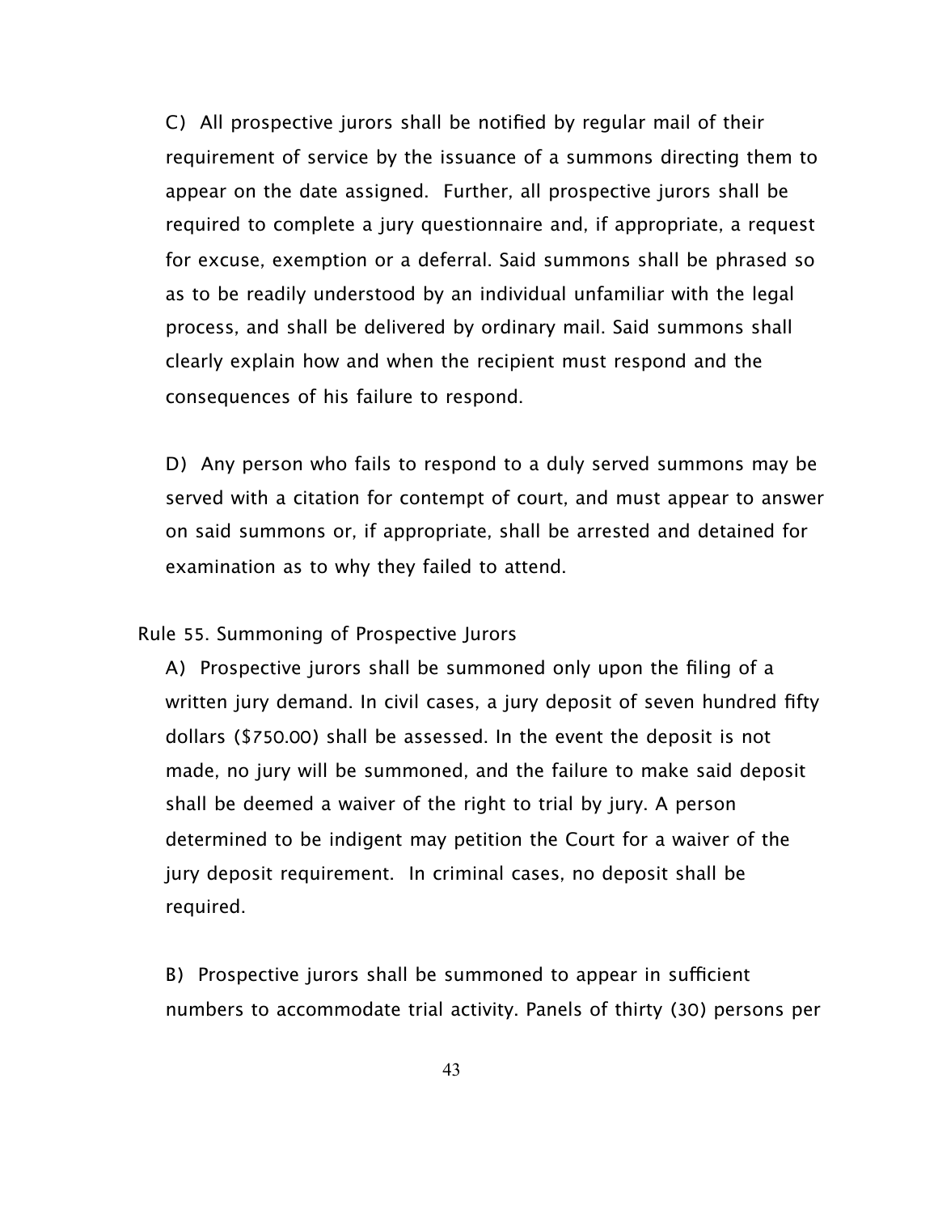C) All prospective jurors shall be notified by regular mail of their requirement of service by the issuance of a summons directing them to appear on the date assigned. Further, all prospective jurors shall be required to complete a jury questionnaire and, if appropriate, a request for excuse, exemption or a deferral. Said summons shall be phrased so as to be readily understood by an individual unfamiliar with the legal process, and shall be delivered by ordinary mail. Said summons shall clearly explain how and when the recipient must respond and the consequences of his failure to respond.

D) Any person who fails to respond to a duly served summons may be served with a citation for contempt of court, and must appear to answer on said summons or, if appropriate, shall be arrested and detained for examination as to why they failed to attend.

Rule 55. Summoning of Prospective Jurors

A) Prospective jurors shall be summoned only upon the filing of a written jury demand. In civil cases, a jury deposit of seven hundred fifty dollars ($750.00) shall be assessed. In the event the deposit is not made, no jury will be summoned, and the failure to make said deposit shall be deemed a waiver of the right to trial by jury. A person determined to be indigent may petition the Court for a waiver of the jury deposit requirement. In criminal cases, no deposit shall be required.

B) Prospective jurors shall be summoned to appear in sufficient numbers to accommodate trial activity. Panels of thirty (30) persons per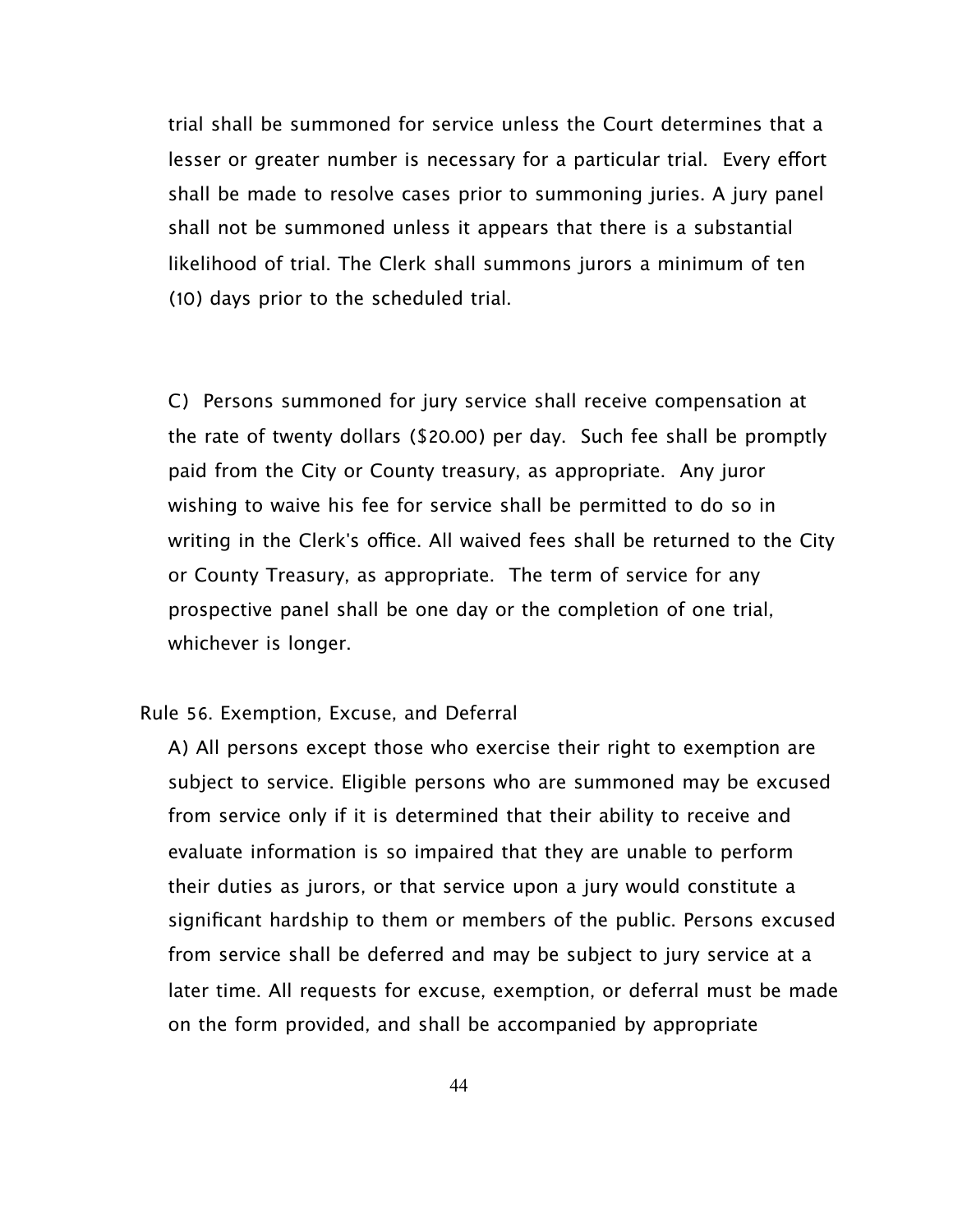trial shall be summoned for service unless the Court determines that a lesser or greater number is necessary for a particular trial. Every effort shall be made to resolve cases prior to summoning juries. A jury panel shall not be summoned unless it appears that there is a substantial likelihood of trial. The Clerk shall summons jurors a minimum of ten (10) days prior to the scheduled trial.

C) Persons summoned for jury service shall receive compensation at the rate of twenty dollars ($20.00) per day. Such fee shall be promptly paid from the City or County treasury, as appropriate. Any juror wishing to waive his fee for service shall be permitted to do so in writing in the Clerk's office. All waived fees shall be returned to the City or County Treasury, as appropriate. The term of service for any prospective panel shall be one day or the completion of one trial, whichever is longer.

Rule 56. Exemption, Excuse, and Deferral

A) All persons except those who exercise their right to exemption are subject to service. Eligible persons who are summoned may be excused from service only if it is determined that their ability to receive and evaluate information is so impaired that they are unable to perform their duties as jurors, or that service upon a jury would constitute a significant hardship to them or members of the public. Persons excused from service shall be deferred and may be subject to jury service at a later time. All requests for excuse, exemption, or deferral must be made on the form provided, and shall be accompanied by appropriate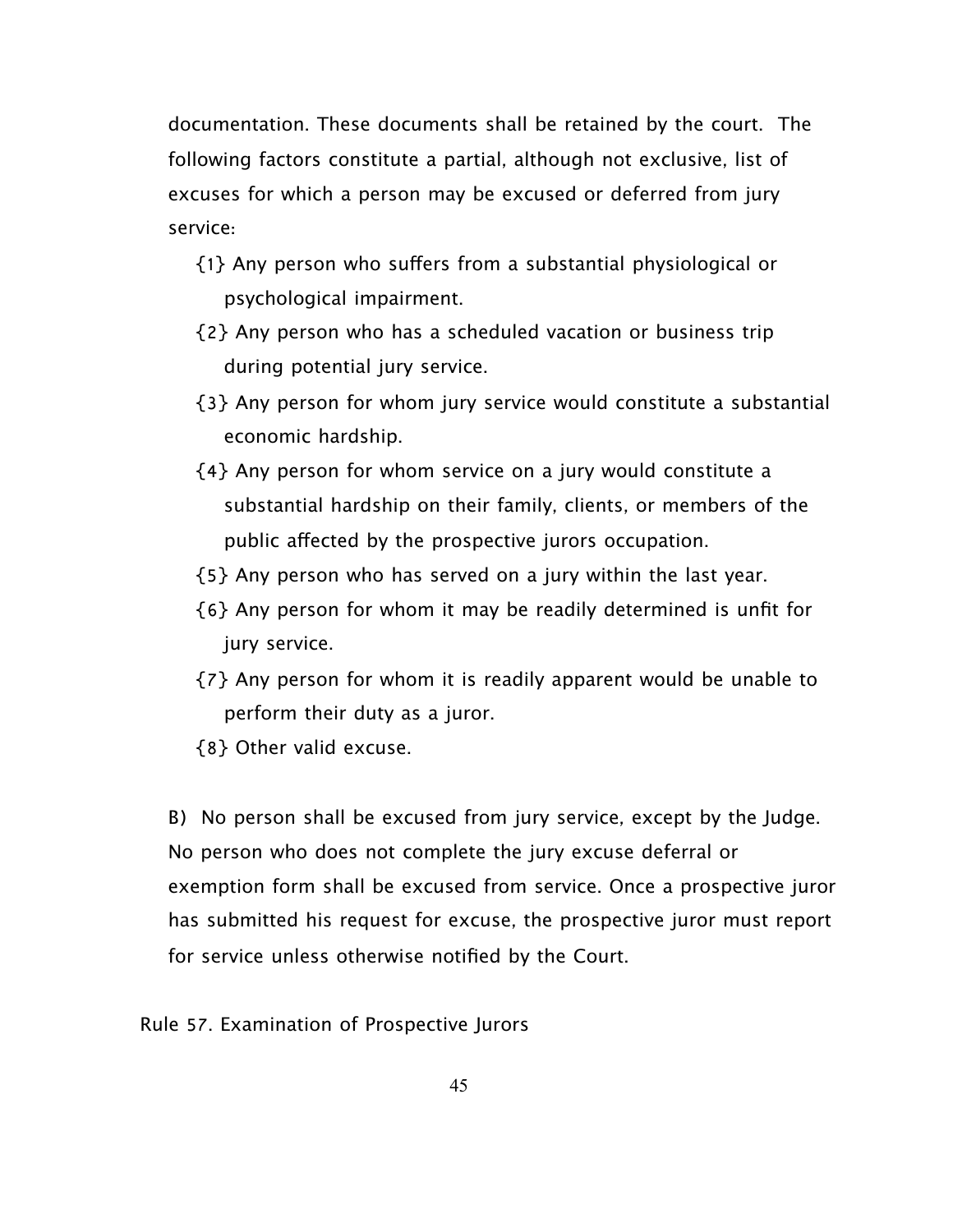documentation. These documents shall be retained by the court. The following factors constitute a partial, although not exclusive, list of excuses for which a person may be excused or deferred from jury service:

{1} Any person who suffers from a substantial physiological or psychological impairment.

{2} Any person who has a scheduled vacation or business trip during potential jury service.

{3} Any person for whom jury service would constitute a substantial economic hardship.

{4} Any person for whom service on a jury would constitute a substantial hardship on their family, clients, or members of the public affected by the prospective jurors occupation.

{5} Any person who has served on a jury within the last year.

{6} Any person for whom it may be readily determined is unfit for jury service.

{7} Any person for whom it is readily apparent would be unable to perform their duty as a juror.

{8} Other valid excuse.

B) No person shall be excused from jury service, except by the Judge. No person who does not complete the jury excuse deferral or exemption form shall be excused from service. Once a prospective juror has submitted his request for excuse, the prospective juror must report for service unless otherwise notified by the Court.

Rule 57. Examination of Prospective Jurors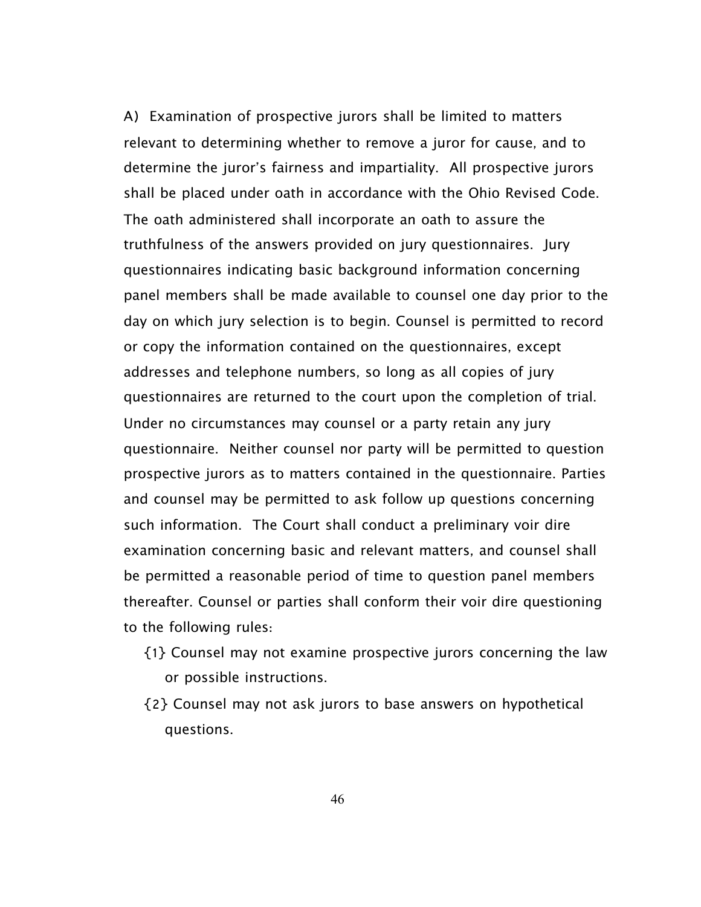A) Examination of prospective jurors shall be limited to matters relevant to determining whether to remove a juror for cause, and to determine the juror's fairness and impartiality. All prospective jurors shall be placed under oath in accordance with the Ohio Revised Code. The oath administered shall incorporate an oath to assure the truthfulness of the answers provided on jury questionnaires. Jury questionnaires indicating basic background information concerning panel members shall be made available to counsel one day prior to the day on which jury selection is to begin. Counsel is permitted to record or copy the information contained on the questionnaires, except addresses and telephone numbers, so long as all copies of jury questionnaires are returned to the court upon the completion of trial. Under no circumstances may counsel or a party retain any jury questionnaire. Neither counsel nor party will be permitted to question prospective jurors as to matters contained in the questionnaire. Parties and counsel may be permitted to ask follow up questions concerning such information. The Court shall conduct a preliminary voir dire examination concerning basic and relevant matters, and counsel shall be permitted a reasonable period of time to question panel members thereafter. Counsel or parties shall conform their voir dire questioning to the following rules:

{1} Counsel may not examine prospective jurors concerning the law or possible instructions.

{2} Counsel may not ask jurors to base answers on hypothetical questions.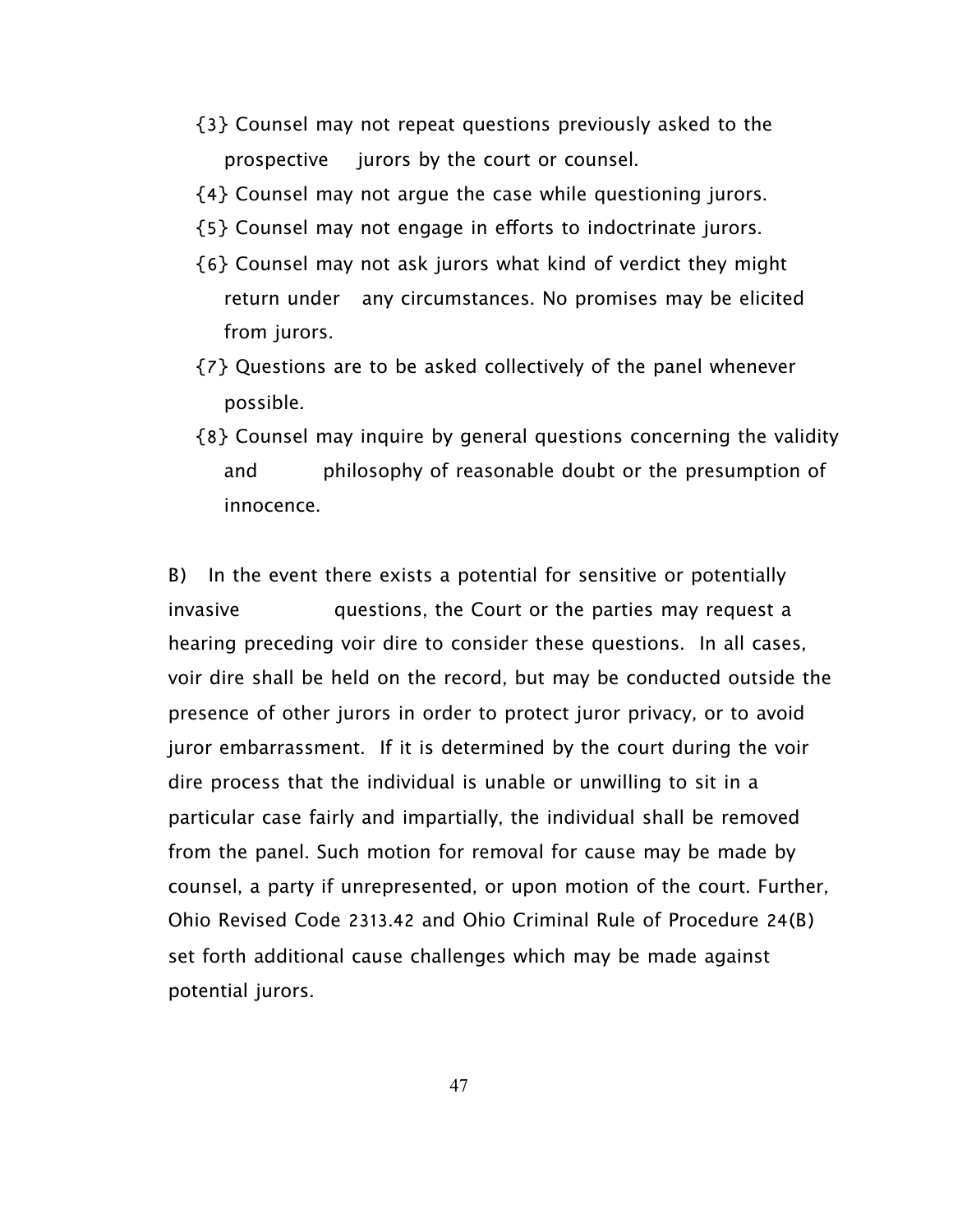{3} Counsel may not repeat questions previously asked to the prospective jurors by the court or counsel.

{4} Counsel may not argue the case while questioning jurors.

{5} Counsel may not engage in efforts to indoctrinate jurors.

{6} Counsel may not ask jurors what kind of verdict they might return under any circumstances. No promises may be elicited from jurors.

{7} Questions are to be asked collectively of the panel whenever possible.

{8} Counsel may inquire by general questions concerning the validity and philosophy of reasonable doubt or the presumption of innocence.

B) In the event there exists a potential for sensitive or potentially invasive questions, the Court or the parties may request a hearing preceding voir dire to consider these questions. In all cases, voir dire shall be held on the record, but may be conducted outside the presence of other jurors in order to protect juror privacy, or to avoid juror embarrassment. If it is determined by the court during the voir dire process that the individual is unable or unwilling to sit in a particular case fairly and impartially, the individual shall be removed from the panel. Such motion for removal for cause may be made by counsel, a party if unrepresented, or upon motion of the court. Further, Ohio Revised Code 2313.42 and Ohio Criminal Rule of Procedure 24(B) set forth additional cause challenges which may be made against potential jurors.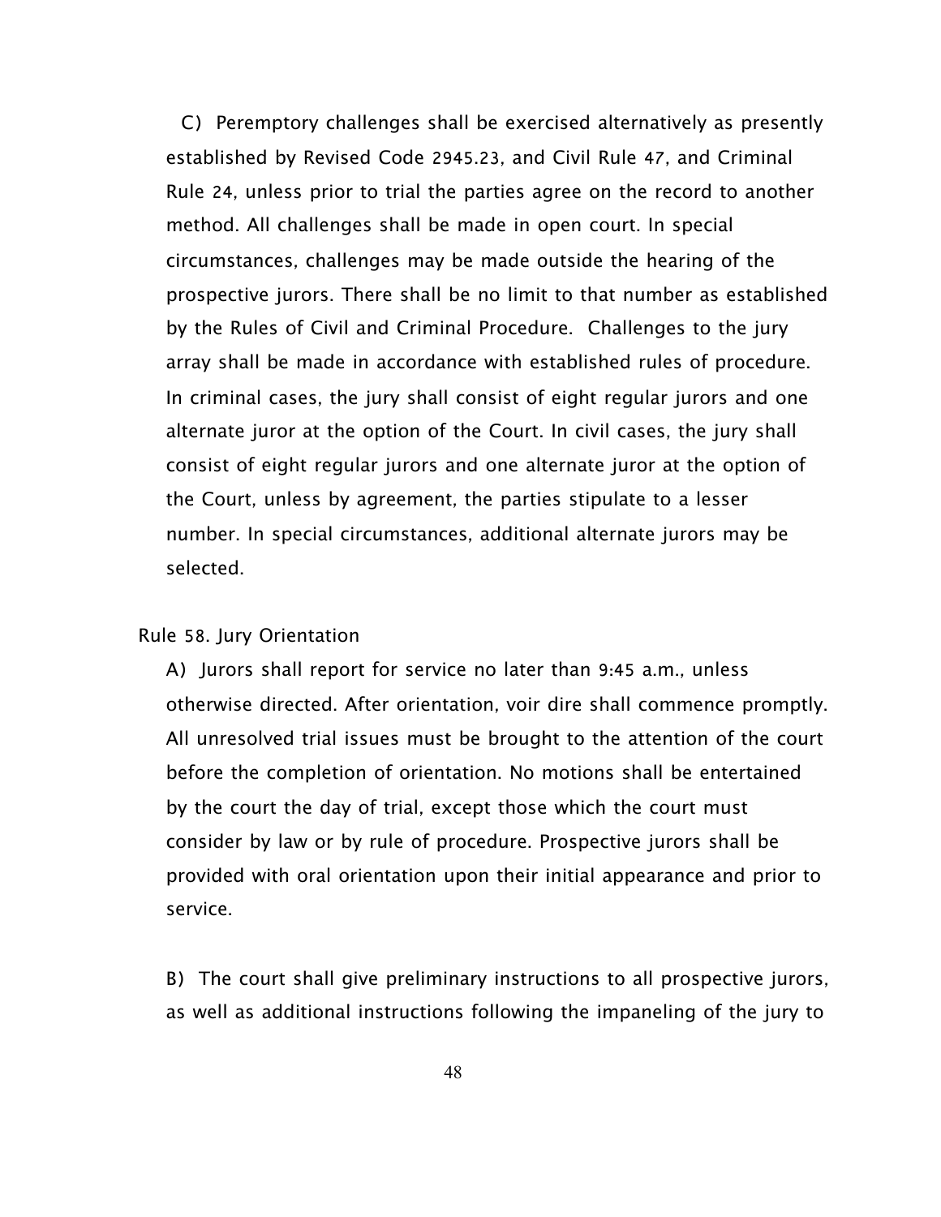C) Peremptory challenges shall be exercised alternatively as presently established by Revised Code 2945.23, and Civil Rule 47, and Criminal Rule 24, unless prior to trial the parties agree on the record to another method. All challenges shall be made in open court. In special circumstances, challenges may be made outside the hearing of the prospective jurors. There shall be no limit to that number as established by the Rules of Civil and Criminal Procedure. Challenges to the jury array shall be made in accordance with established rules of procedure. In criminal cases, the jury shall consist of eight regular jurors and one alternate juror at the option of the Court. In civil cases, the jury shall consist of eight regular jurors and one alternate juror at the option of the Court, unless by agreement, the parties stipulate to a lesser number. In special circumstances, additional alternate jurors may be selected.

Rule 58. Jury Orientation

A) Jurors shall report for service no later than 9:45 a.m., unless otherwise directed. After orientation, voir dire shall commence promptly. All unresolved trial issues must be brought to the attention of the court before the completion of orientation. No motions shall be entertained by the court the day of trial, except those which the court must consider by law or by rule of procedure. Prospective jurors shall be provided with oral orientation upon their initial appearance and prior to service.

B) The court shall give preliminary instructions to all prospective jurors, as well as additional instructions following the impaneling of the jury to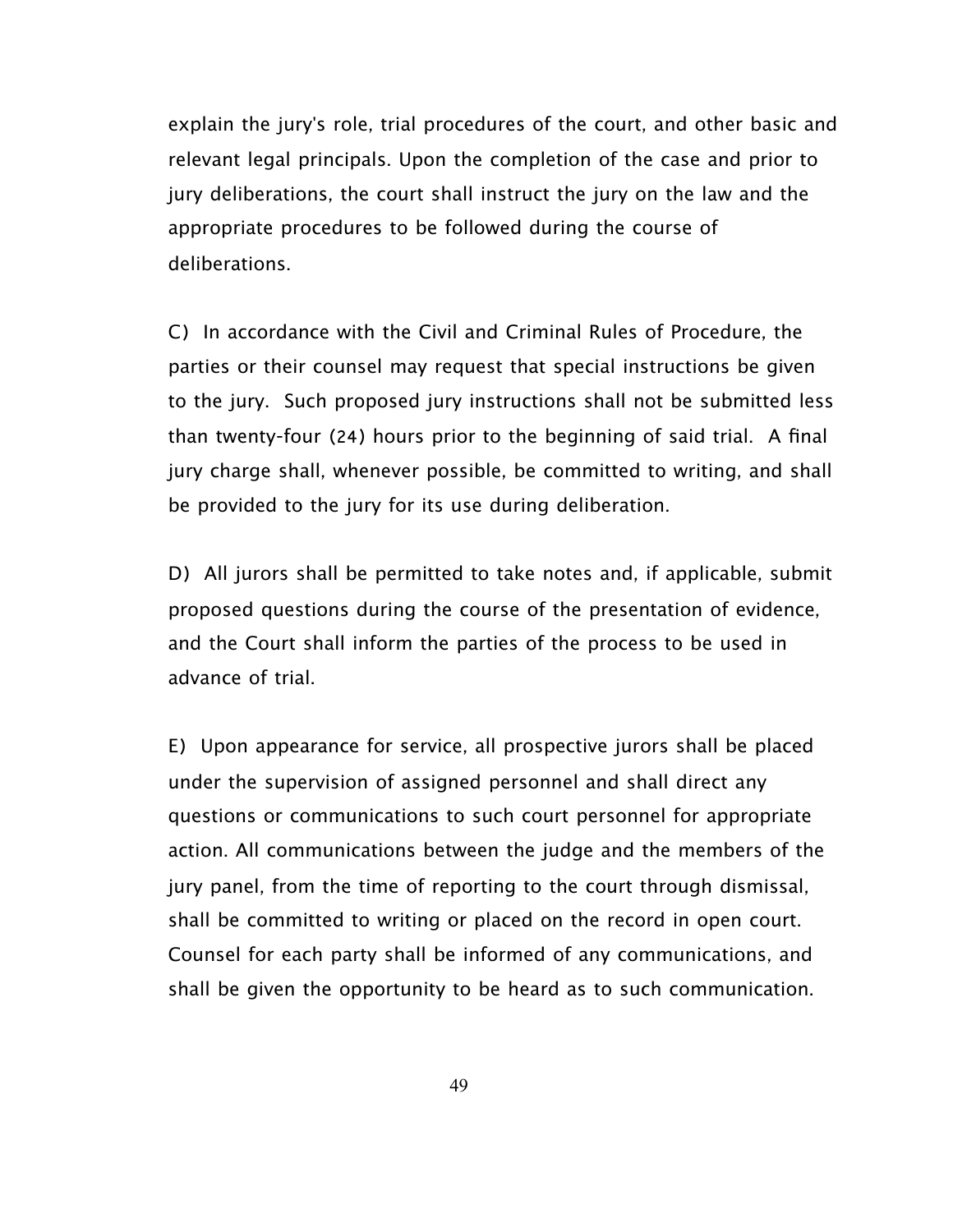explain the jury's role, trial procedures of the court, and other basic and relevant legal principals. Upon the completion of the case and prior to jury deliberations, the court shall instruct the jury on the law and the appropriate procedures to be followed during the course of deliberations.

C) In accordance with the Civil and Criminal Rules of Procedure, the parties or their counsel may request that special instructions be given to the jury. Such proposed jury instructions shall not be submitted less than twenty-four (24) hours prior to the beginning of said trial. A final jury charge shall, whenever possible, be committed to writing, and shall be provided to the jury for its use during deliberation.

D) All jurors shall be permitted to take notes and, if applicable, submit proposed questions during the course of the presentation of evidence, and the Court shall inform the parties of the process to be used in advance of trial.

E) Upon appearance for service, all prospective jurors shall be placed under the supervision of assigned personnel and shall direct any questions or communications to such court personnel for appropriate action. All communications between the judge and the members of the jury panel, from the time of reporting to the court through dismissal, shall be committed to writing or placed on the record in open court. Counsel for each party shall be informed of any communications, and shall be given the opportunity to be heard as to such communication.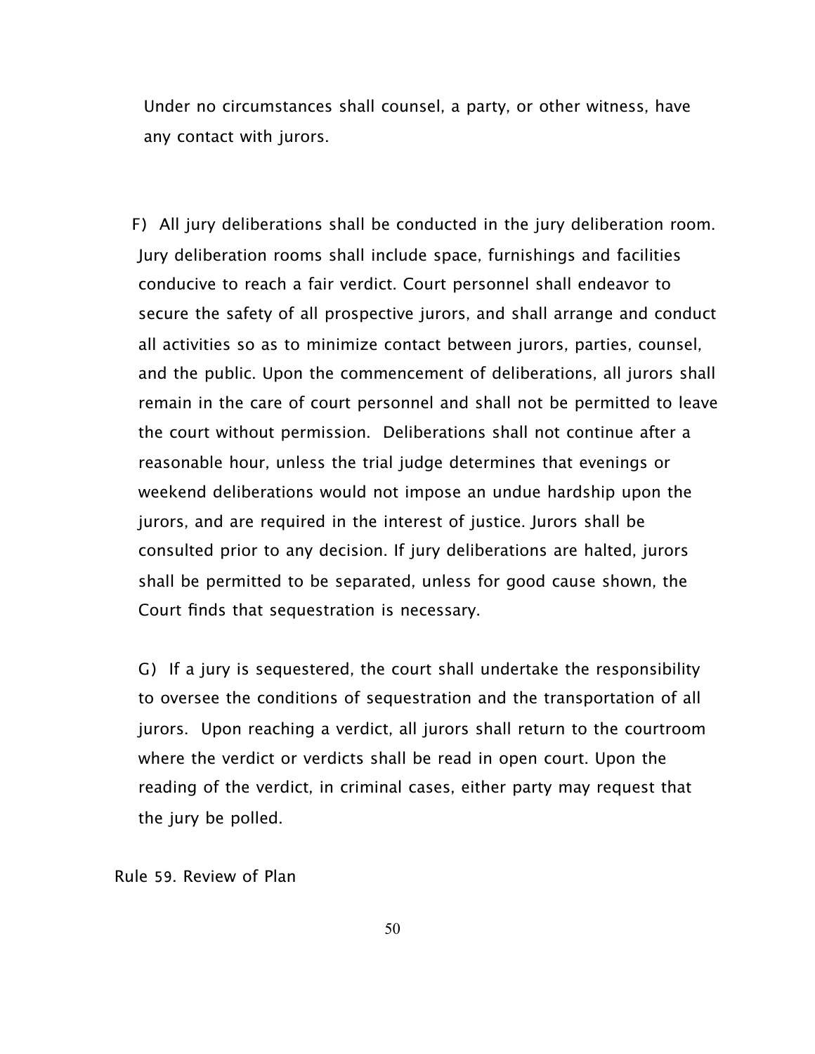Under no circumstances shall counsel, a party, or other witness, have any contact with jurors.

F) All jury deliberations shall be conducted in the jury deliberation room. Jury deliberation rooms shall include space, furnishings and facilities conducive to reach a fair verdict. Court personnel shall endeavor to secure the safety of all prospective jurors, and shall arrange and conduct all activities so as to minimize contact between jurors, parties, counsel, and the public. Upon the commencement of deliberations, all jurors shall remain in the care of court personnel and shall not be permitted to leave the court without permission. Deliberations shall not continue after a reasonable hour, unless the trial judge determines that evenings or weekend deliberations would not impose an undue hardship upon the jurors, and are required in the interest of justice. Jurors shall be consulted prior to any decision. If jury deliberations are halted, jurors shall be permitted to be separated, unless for good cause shown, the Court finds that sequestration is necessary.

G) If a jury is sequestered, the court shall undertake the responsibility to oversee the conditions of sequestration and the transportation of all jurors. Upon reaching a verdict, all jurors shall return to the courtroom where the verdict or verdicts shall be read in open court. Upon the reading of the verdict, in criminal cases, either party may request that the jury be polled.

Rule 59. Review of Plan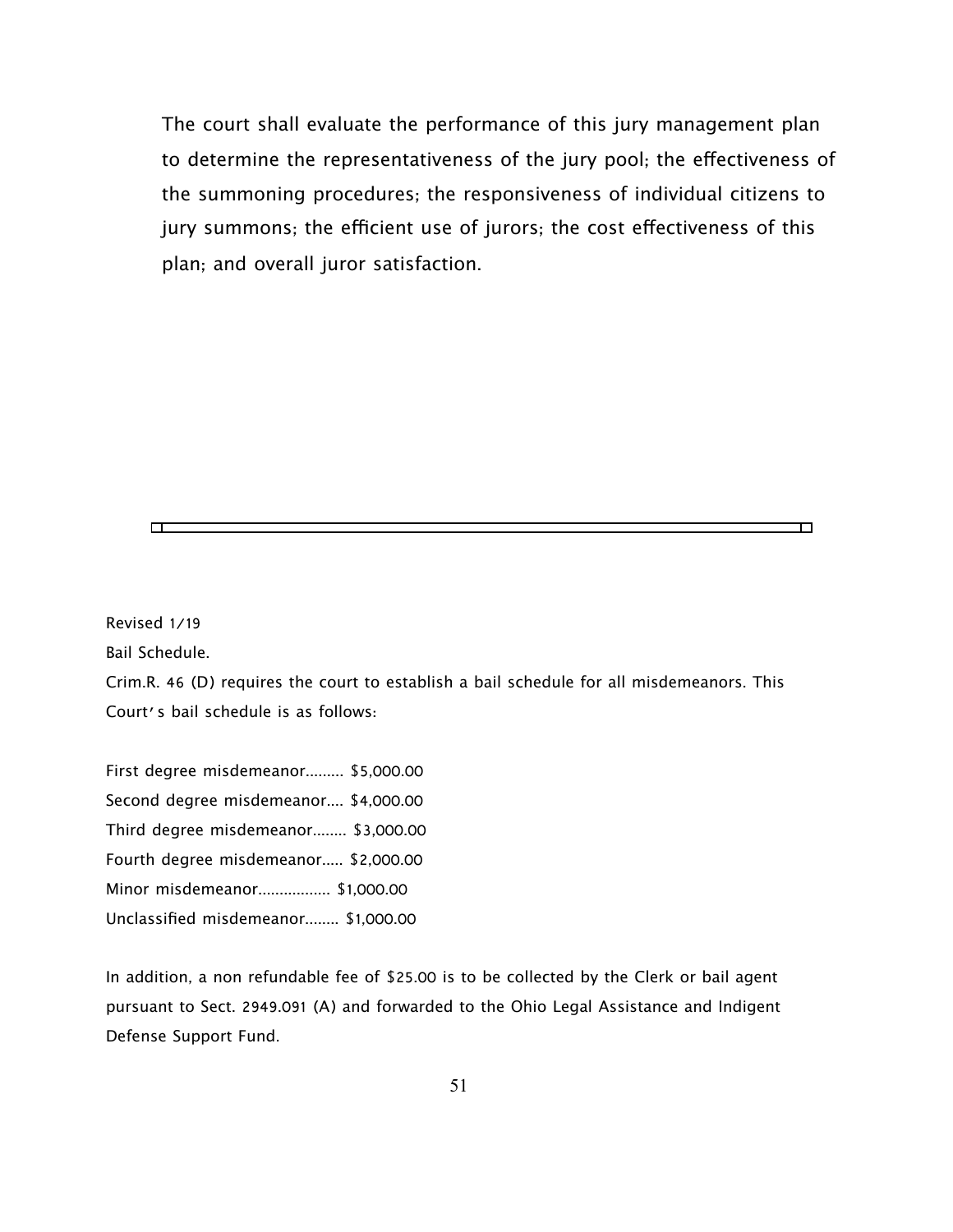The court shall evaluate the performance of this jury management plan to determine the representativeness of the jury pool; the effectiveness of the summoning procedures; the responsiveness of individual citizens to jury summons; the efficient use of jurors; the cost effectiveness of this plan; and overall juror satisfaction.

---

Revised 1/19

Bail Schedule.

Crim.R. 46 (D) requires the court to establish a bail schedule for all misdemeanors. This Court's bail schedule is as follows:

First degree misdemeanor......... $5,000.00
Second degree misdemeanor.... $4,000.00
Third degree misdemeanor........ $3,000.00
Fourth degree misdemeanor..... $2,000.00
Minor misdemeanor................. $1,000.00
Unclassified misdemeanor........ $1,000.00

In addition, a non refundable fee of $25.00 is to be collected by the Clerk or bail agent pursuant to Sect. 2949.091 (A) and forwarded to the Ohio Legal Assistance and Indigent Defense Support Fund.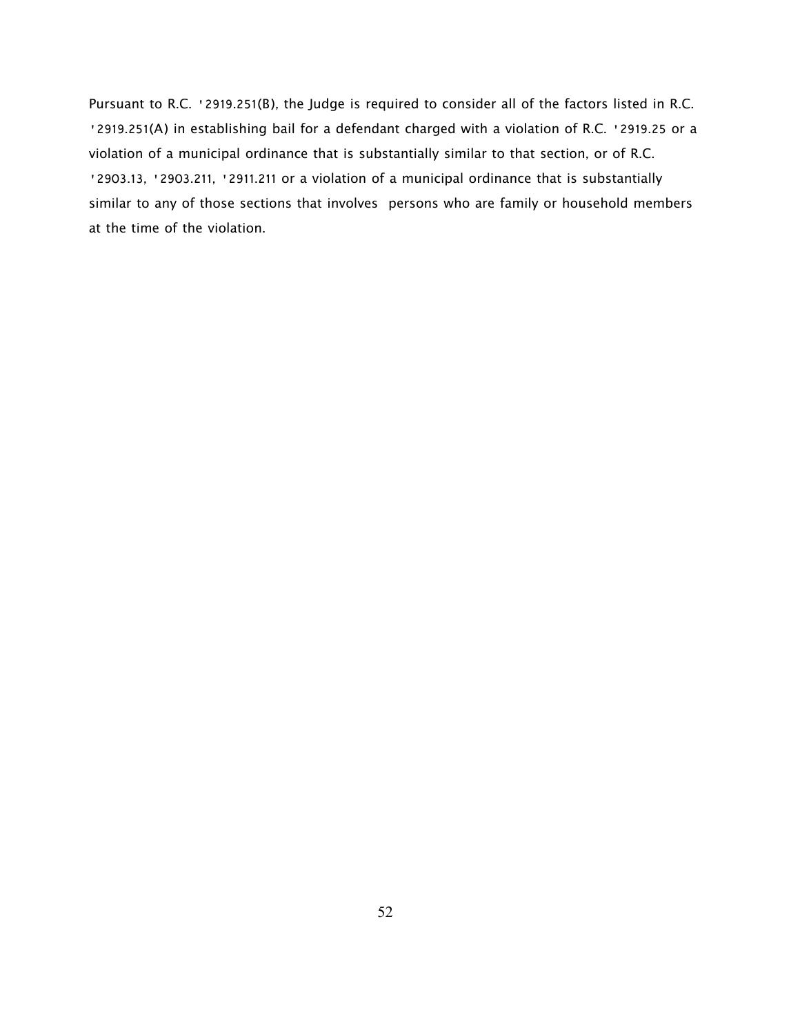Pursuant to R.C. '2919.251(B), the Judge is required to consider all of the factors listed in R.C. '2919.251(A) in establishing bail for a defendant charged with a violation of R.C. '2919.25 or a violation of a municipal ordinance that is substantially similar to that section, or of R.C. '2903.13, '2903.211, '2911.211 or a violation of a municipal ordinance that is substantially similar to any of those sections that involves persons who are family or household members at the time of the violation.